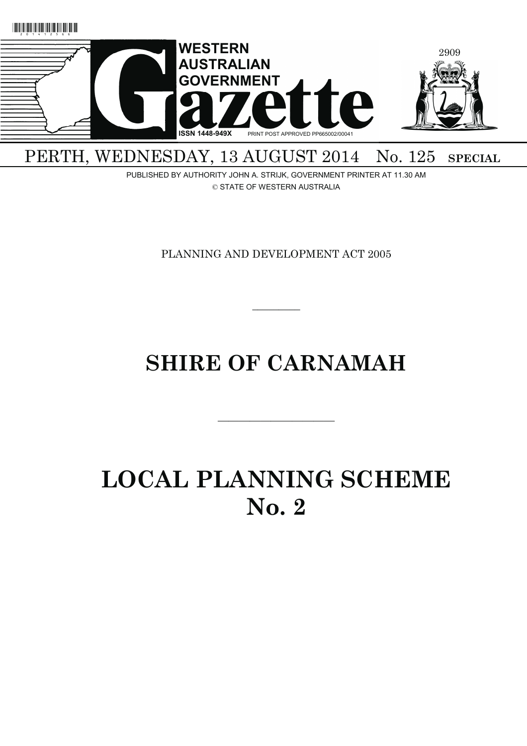# WESTERN AUSTRALIAN GOVERNMENT Gazette

ISSN 1448-949X PRINT POST APPROVED PP665002/00041

2909

PERTH, WEDNESDAY, 13 AUGUST 2014 No. 125 **SPECIAL**

PUBLISHED BY AUTHORITY JOHN A. STRIJK, GOVERNMENT PRINTER AT 11.30 AM

© STATE OF WESTERN AUSTRALIA

PLANNING AND DEVELOPMENT ACT 2005

---

# SHIRE OF CARNAMAH

---

# LOCAL PLANNING SCHEME No. 2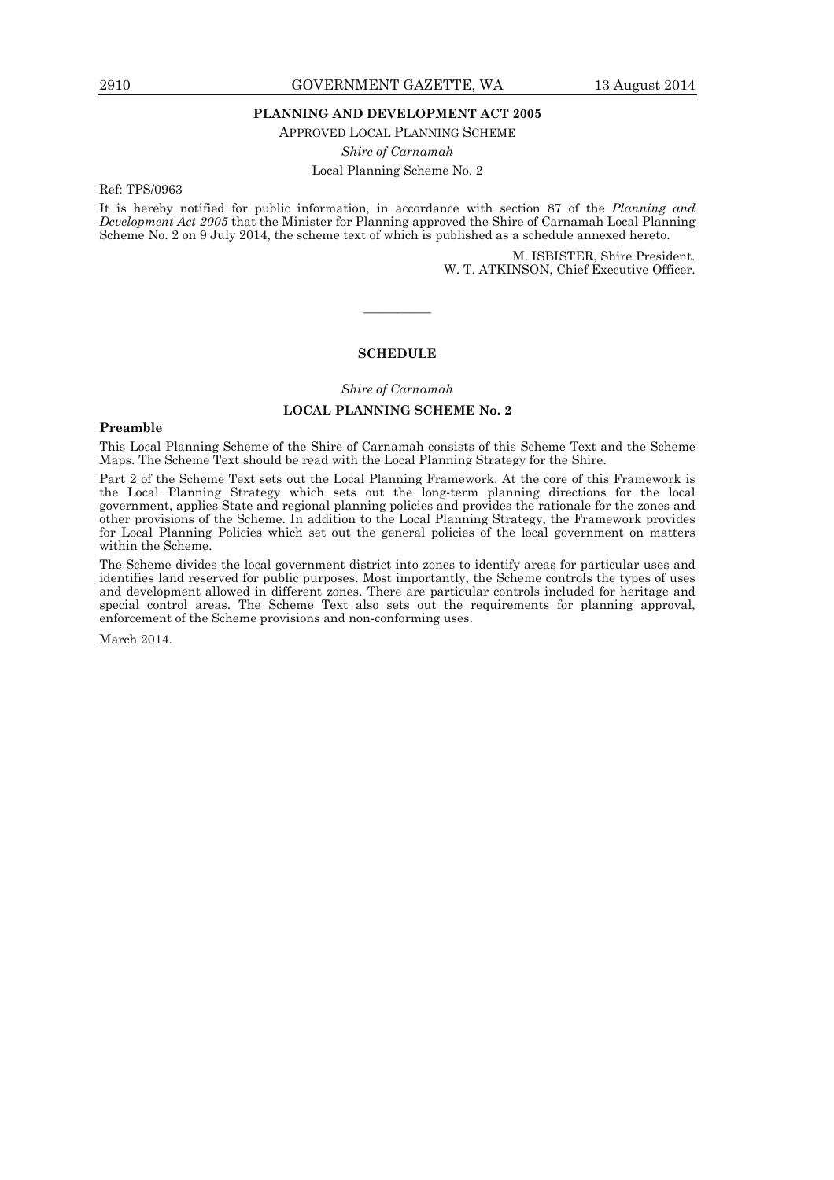**PLANNING AND DEVELOPMENT ACT 2005**

APPROVED LOCAL PLANNING SCHEME

*Shire of Carnamah*

Local Planning Scheme No. 2

Ref: TPS/0963

It is hereby notified for public information, in accordance with section 87 of the *Planning and Development Act 2005* that the Minister for Planning approved the Shire of Carnamah Local Planning Scheme No. 2 on 9 July 2014, the scheme text of which is published as a schedule annexed hereto.

M. ISBISTER, Shire President.
W. T. ATKINSON, Chief Executive Officer.

---

## SCHEDULE

*Shire of Carnamah*

## LOCAL PLANNING SCHEME No. 2

**Preamble**

This Local Planning Scheme of the Shire of Carnamah consists of this Scheme Text and the Scheme Maps. The Scheme Text should be read with the Local Planning Strategy for the Shire.

Part 2 of the Scheme Text sets out the Local Planning Framework. At the core of this Framework is the Local Planning Strategy which sets out the long-term planning directions for the local government, applies State and regional planning policies and provides the rationale for the zones and other provisions of the Scheme. In addition to the Local Planning Strategy, the Framework provides for Local Planning Policies which set out the general policies of the local government on matters within the Scheme.

The Scheme divides the local government district into zones to identify areas for particular uses and identifies land reserved for public purposes. Most importantly, the Scheme controls the types of uses and development allowed in different zones. There are particular controls included for heritage and special control areas. The Scheme Text also sets out the requirements for planning approval, enforcement of the Scheme provisions and non-conforming uses.

March 2014.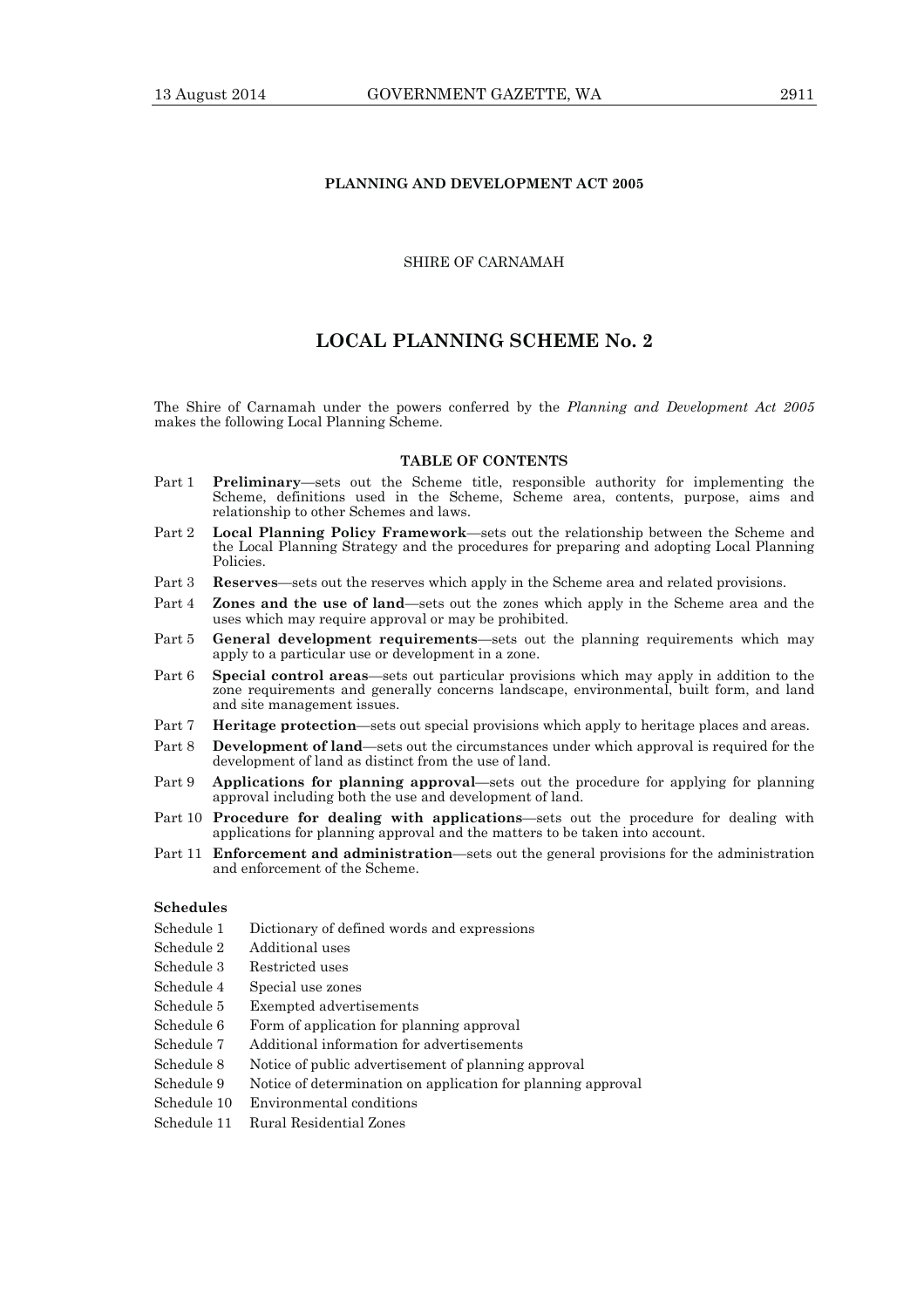**PLANNING AND DEVELOPMENT ACT 2005**

SHIRE OF CARNAMAH

# LOCAL PLANNING SCHEME No. 2

The Shire of Carnamah under the powers conferred by the *Planning and Development Act 2005* makes the following Local Planning Scheme.

## TABLE OF CONTENTS

- Part 1 **Preliminary**—sets out the Scheme title, responsible authority for implementing the Scheme, definitions used in the Scheme, Scheme area, contents, purpose, aims and relationship to other Schemes and laws.
- Part 2 **Local Planning Policy Framework**—sets out the relationship between the Scheme and the Local Planning Strategy and the procedures for preparing and adopting Local Planning Policies.
- Part 3 **Reserves**—sets out the reserves which apply in the Scheme area and related provisions.
- Part 4 **Zones and the use of land**—sets out the zones which apply in the Scheme area and the uses which may require approval or may be prohibited.
- Part 5 **General development requirements**—sets out the planning requirements which may apply to a particular use or development in a zone.
- Part 6 **Special control areas**—sets out particular provisions which may apply in addition to the zone requirements and generally concerns landscape, environmental, built form, and land and site management issues.
- Part 7 **Heritage protection**—sets out special provisions which apply to heritage places and areas.
- Part 8 **Development of land**—sets out the circumstances under which approval is required for the development of land as distinct from the use of land.
- Part 9 **Applications for planning approval**—sets out the procedure for applying for planning approval including both the use and development of land.
- Part 10 **Procedure for dealing with applications**—sets out the procedure for dealing with applications for planning approval and the matters to be taken into account.
- Part 11 **Enforcement and administration**—sets out the general provisions for the administration and enforcement of the Scheme.

**Schedules**

- Schedule 1 Dictionary of defined words and expressions
- Schedule 2 Additional uses
- Schedule 3 Restricted uses
- Schedule 4 Special use zones
- Schedule 5 Exempted advertisements
- Schedule 6 Form of application for planning approval
- Schedule 7 Additional information for advertisements
- Schedule 8 Notice of public advertisement of planning approval
- Schedule 9 Notice of determination on application for planning approval
- Schedule 10 Environmental conditions
- Schedule 11 Rural Residential Zones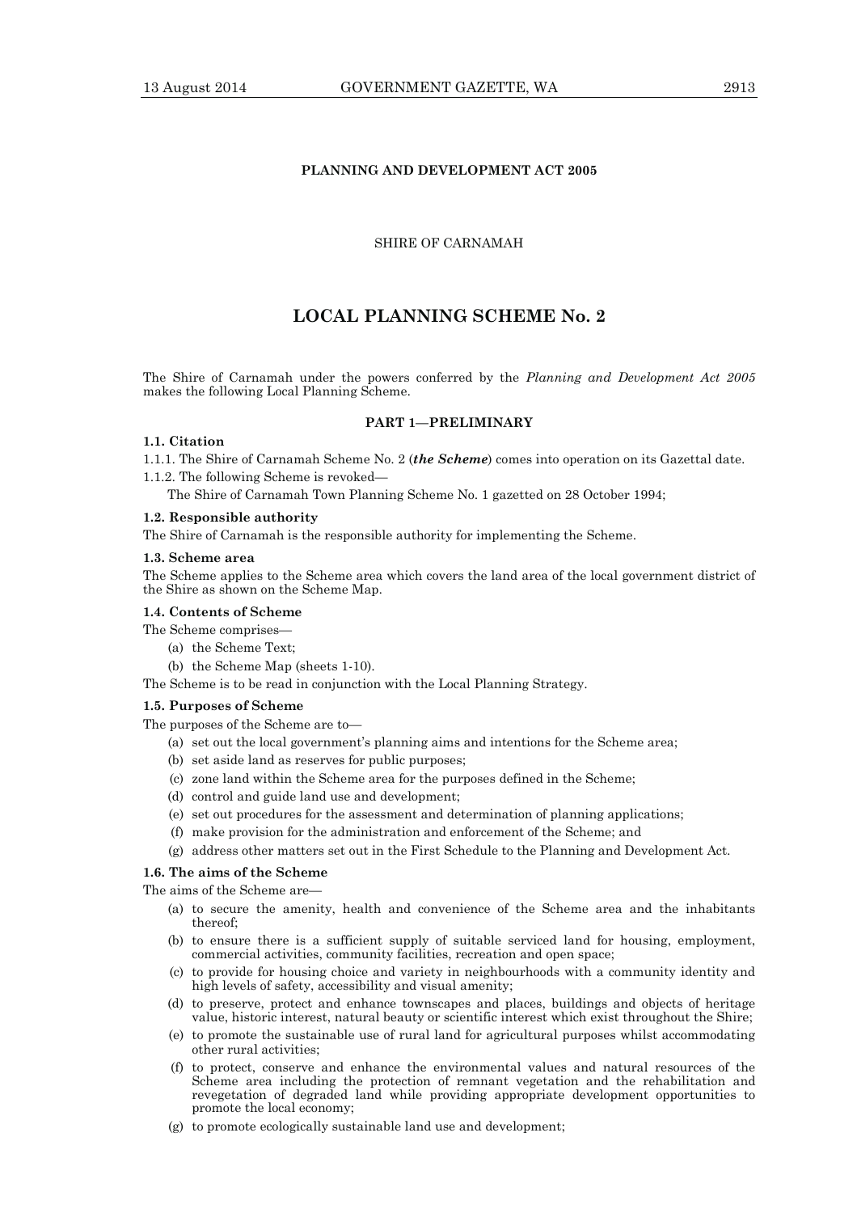**PLANNING AND DEVELOPMENT ACT 2005**

SHIRE OF CARNAMAH

# LOCAL PLANNING SCHEME No. 2

The Shire of Carnamah under the powers conferred by the *Planning and Development Act 2005* makes the following Local Planning Scheme.

## PART 1—PRELIMINARY

### 1.1. Citation

1.1.1. The Shire of Carnamah Scheme No. 2 (***the Scheme***) comes into operation on its Gazettal date.

1.1.2. The following Scheme is revoked—

The Shire of Carnamah Town Planning Scheme No. 1 gazetted on 28 October 1994;

### 1.2. Responsible authority

The Shire of Carnamah is the responsible authority for implementing the Scheme.

### 1.3. Scheme area

The Scheme applies to the Scheme area which covers the land area of the local government district of the Shire as shown on the Scheme Map.

### 1.4. Contents of Scheme

The Scheme comprises—

(a) the Scheme Text;

(b) the Scheme Map (sheets 1-10).

The Scheme is to be read in conjunction with the Local Planning Strategy.

### 1.5. Purposes of Scheme

The purposes of the Scheme are to—

(a) set out the local government's planning aims and intentions for the Scheme area;

(b) set aside land as reserves for public purposes;

(c) zone land within the Scheme area for the purposes defined in the Scheme;

(d) control and guide land use and development;

(e) set out procedures for the assessment and determination of planning applications;

(f) make provision for the administration and enforcement of the Scheme; and

(g) address other matters set out in the First Schedule to the Planning and Development Act.

### 1.6. The aims of the Scheme

The aims of the Scheme are—

(a) to secure the amenity, health and convenience of the Scheme area and the inhabitants thereof;

(b) to ensure there is a sufficient supply of suitable serviced land for housing, employment, commercial activities, community facilities, recreation and open space;

(c) to provide for housing choice and variety in neighbourhoods with a community identity and high levels of safety, accessibility and visual amenity;

(d) to preserve, protect and enhance townscapes and places, buildings and objects of heritage value, historic interest, natural beauty or scientific interest which exist throughout the Shire;

(e) to promote the sustainable use of rural land for agricultural purposes whilst accommodating other rural activities;

(f) to protect, conserve and enhance the environmental values and natural resources of the Scheme area including the protection of remnant vegetation and the rehabilitation and revegetation of degraded land while providing appropriate development opportunities to promote the local economy;

(g) to promote ecologically sustainable land use and development;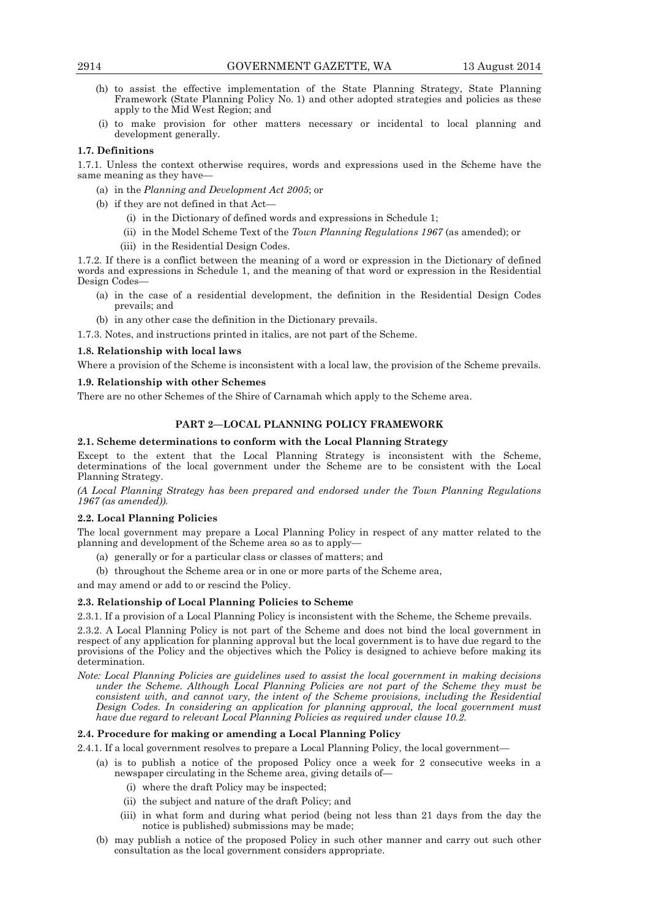(h) to assist the effective implementation of the State Planning Strategy, State Planning Framework (State Planning Policy No. 1) and other adopted strategies and policies as these apply to the Mid West Region; and

(i) to make provision for other matters necessary or incidental to local planning and development generally.

**1.7. Definitions**

1.7.1. Unless the context otherwise requires, words and expressions used in the Scheme have the same meaning as they have—

(a) in the *Planning and Development Act 2005*; or

(b) if they are not defined in that Act—

(i) in the Dictionary of defined words and expressions in Schedule 1;

(ii) in the Model Scheme Text of the *Town Planning Regulations 1967* (as amended); or

(iii) in the Residential Design Codes.

1.7.2. If there is a conflict between the meaning of a word or expression in the Dictionary of defined words and expressions in Schedule 1, and the meaning of that word or expression in the Residential Design Codes—

(a) in the case of a residential development, the definition in the Residential Design Codes prevails; and

(b) in any other case the definition in the Dictionary prevails.

1.7.3. Notes, and instructions printed in italics, are not part of the Scheme.

**1.8. Relationship with local laws**

Where a provision of the Scheme is inconsistent with a local law, the provision of the Scheme prevails.

**1.9. Relationship with other Schemes**

There are no other Schemes of the Shire of Carnamah which apply to the Scheme area.

## PART 2—LOCAL PLANNING POLICY FRAMEWORK

**2.1. Scheme determinations to conform with the Local Planning Strategy**

Except to the extent that the Local Planning Strategy is inconsistent with the Scheme, determinations of the local government under the Scheme are to be consistent with the Local Planning Strategy.

*(A Local Planning Strategy has been prepared and endorsed under the Town Planning Regulations 1967 (as amended)).*

**2.2. Local Planning Policies**

The local government may prepare a Local Planning Policy in respect of any matter related to the planning and development of the Scheme area so as to apply—

(a) generally or for a particular class or classes of matters; and

(b) throughout the Scheme area or in one or more parts of the Scheme area,

and may amend or add to or rescind the Policy.

**2.3. Relationship of Local Planning Policies to Scheme**

2.3.1. If a provision of a Local Planning Policy is inconsistent with the Scheme, the Scheme prevails.

2.3.2. A Local Planning Policy is not part of the Scheme and does not bind the local government in respect of any application for planning approval but the local government is to have due regard to the provisions of the Policy and the objectives which the Policy is designed to achieve before making its determination.

*Note: Local Planning Policies are guidelines used to assist the local government in making decisions under the Scheme. Although Local Planning Policies are not part of the Scheme they must be consistent with, and cannot vary, the intent of the Scheme provisions, including the Residential Design Codes. In considering an application for planning approval, the local government must have due regard to relevant Local Planning Policies as required under clause 10.2.*

**2.4. Procedure for making or amending a Local Planning Policy**

2.4.1. If a local government resolves to prepare a Local Planning Policy, the local government—

(a) is to publish a notice of the proposed Policy once a week for 2 consecutive weeks in a newspaper circulating in the Scheme area, giving details of—

(i) where the draft Policy may be inspected;

(ii) the subject and nature of the draft Policy; and

(iii) in what form and during what period (being not less than 21 days from the day the notice is published) submissions may be made;

(b) may publish a notice of the proposed Policy in such other manner and carry out such other consultation as the local government considers appropriate.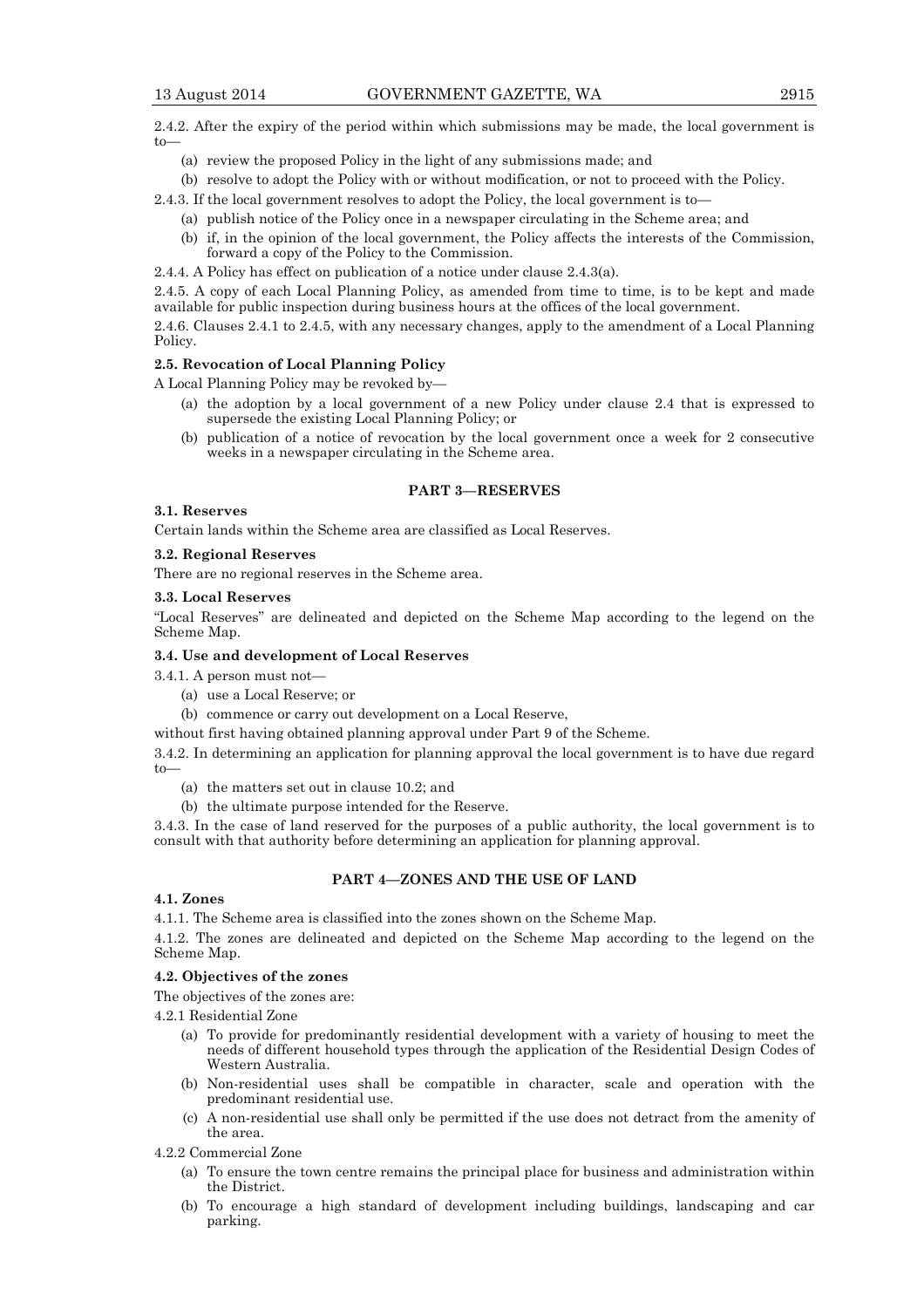2.4.2. After the expiry of the period within which submissions may be made, the local government is to—

(a) review the proposed Policy in the light of any submissions made; and

(b) resolve to adopt the Policy with or without modification, or not to proceed with the Policy.

2.4.3. If the local government resolves to adopt the Policy, the local government is to—

(a) publish notice of the Policy once in a newspaper circulating in the Scheme area; and

(b) if, in the opinion of the local government, the Policy affects the interests of the Commission, forward a copy of the Policy to the Commission.

2.4.4. A Policy has effect on publication of a notice under clause 2.4.3(a).

2.4.5. A copy of each Local Planning Policy, as amended from time to time, is to be kept and made available for public inspection during business hours at the offices of the local government.

2.4.6. Clauses 2.4.1 to 2.4.5, with any necessary changes, apply to the amendment of a Local Planning Policy.

**2.5. Revocation of Local Planning Policy**

A Local Planning Policy may be revoked by—

(a) the adoption by a local government of a new Policy under clause 2.4 that is expressed to supersede the existing Local Planning Policy; or

(b) publication of a notice of revocation by the local government once a week for 2 consecutive weeks in a newspaper circulating in the Scheme area.

## PART 3—RESERVES

**3.1. Reserves**

Certain lands within the Scheme area are classified as Local Reserves.

**3.2. Regional Reserves**

There are no regional reserves in the Scheme area.

**3.3. Local Reserves**

"Local Reserves" are delineated and depicted on the Scheme Map according to the legend on the Scheme Map.

**3.4. Use and development of Local Reserves**

3.4.1. A person must not—

(a) use a Local Reserve; or

(b) commence or carry out development on a Local Reserve,

without first having obtained planning approval under Part 9 of the Scheme.

3.4.2. In determining an application for planning approval the local government is to have due regard to—

(a) the matters set out in clause 10.2; and

(b) the ultimate purpose intended for the Reserve.

3.4.3. In the case of land reserved for the purposes of a public authority, the local government is to consult with that authority before determining an application for planning approval.

## PART 4—ZONES AND THE USE OF LAND

**4.1. Zones**

4.1.1. The Scheme area is classified into the zones shown on the Scheme Map.

4.1.2. The zones are delineated and depicted on the Scheme Map according to the legend on the Scheme Map.

**4.2. Objectives of the zones**

The objectives of the zones are:

4.2.1 Residential Zone

(a) To provide for predominantly residential development with a variety of housing to meet the needs of different household types through the application of the Residential Design Codes of Western Australia.

(b) Non-residential uses shall be compatible in character, scale and operation with the predominant residential use.

(c) A non-residential use shall only be permitted if the use does not detract from the amenity of the area.

4.2.2 Commercial Zone

(a) To ensure the town centre remains the principal place for business and administration within the District.

(b) To encourage a high standard of development including buildings, landscaping and car parking.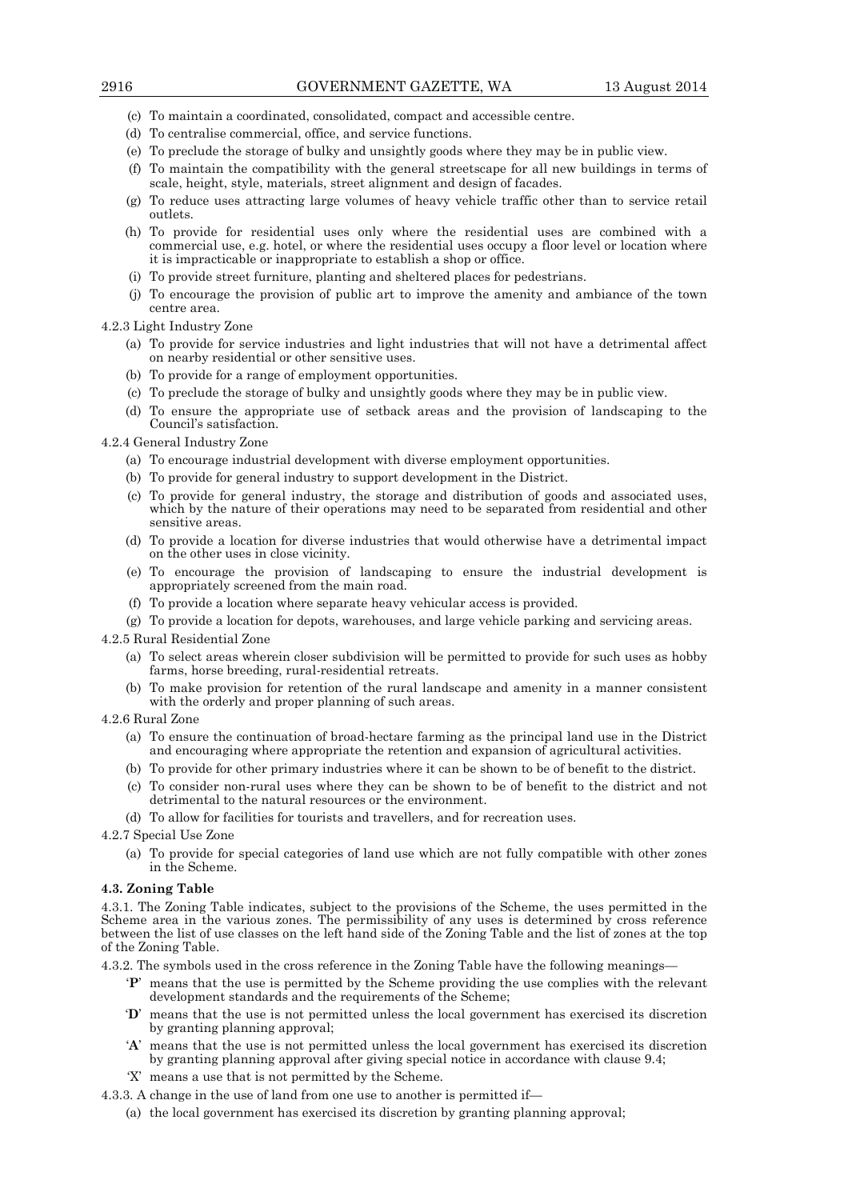(c) To maintain a coordinated, consolidated, compact and accessible centre.

(d) To centralise commercial, office, and service functions.

(e) To preclude the storage of bulky and unsightly goods where they may be in public view.

(f) To maintain the compatibility with the general streetscape for all new buildings in terms of scale, height, style, materials, street alignment and design of facades.

(g) To reduce uses attracting large volumes of heavy vehicle traffic other than to service retail outlets.

(h) To provide for residential uses only where the residential uses are combined with a commercial use, e.g. hotel, or where the residential uses occupy a floor level or location where it is impracticable or inappropriate to establish a shop or office.

(i) To provide street furniture, planting and sheltered places for pedestrians.

(j) To encourage the provision of public art to improve the amenity and ambiance of the town centre area.

4.2.3 Light Industry Zone

(a) To provide for service industries and light industries that will not have a detrimental affect on nearby residential or other sensitive uses.

(b) To provide for a range of employment opportunities.

(c) To preclude the storage of bulky and unsightly goods where they may be in public view.

(d) To ensure the appropriate use of setback areas and the provision of landscaping to the Council's satisfaction.

4.2.4 General Industry Zone

(a) To encourage industrial development with diverse employment opportunities.

(b) To provide for general industry to support development in the District.

(c) To provide for general industry, the storage and distribution of goods and associated uses, which by the nature of their operations may need to be separated from residential and other sensitive areas.

(d) To provide a location for diverse industries that would otherwise have a detrimental impact on the other uses in close vicinity.

(e) To encourage the provision of landscaping to ensure the industrial development is appropriately screened from the main road.

(f) To provide a location where separate heavy vehicular access is provided.

(g) To provide a location for depots, warehouses, and large vehicle parking and servicing areas.

4.2.5 Rural Residential Zone

(a) To select areas wherein closer subdivision will be permitted to provide for such uses as hobby farms, horse breeding, rural-residential retreats.

(b) To make provision for retention of the rural landscape and amenity in a manner consistent with the orderly and proper planning of such areas.

4.2.6 Rural Zone

(a) To ensure the continuation of broad-hectare farming as the principal land use in the District and encouraging where appropriate the retention and expansion of agricultural activities.

(b) To provide for other primary industries where it can be shown to be of benefit to the district.

(c) To consider non-rural uses where they can be shown to be of benefit to the district and not detrimental to the natural resources or the environment.

(d) To allow for facilities for tourists and travellers, and for recreation uses.

4.2.7 Special Use Zone

(a) To provide for special categories of land use which are not fully compatible with other zones in the Scheme.

**4.3. Zoning Table**

4.3.1. The Zoning Table indicates, subject to the provisions of the Scheme, the uses permitted in the Scheme area in the various zones. The permissibility of any uses is determined by cross reference between the list of use classes on the left hand side of the Zoning Table and the list of zones at the top of the Zoning Table.

4.3.2. The symbols used in the cross reference in the Zoning Table have the following meanings—

'**P**' means that the use is permitted by the Scheme providing the use complies with the relevant development standards and the requirements of the Scheme;

'**D**' means that the use is not permitted unless the local government has exercised its discretion by granting planning approval;

'**A**' means that the use is not permitted unless the local government has exercised its discretion by granting planning approval after giving special notice in accordance with clause 9.4;

'X' means a use that is not permitted by the Scheme.

4.3.3. A change in the use of land from one use to another is permitted if—

(a) the local government has exercised its discretion by granting planning approval;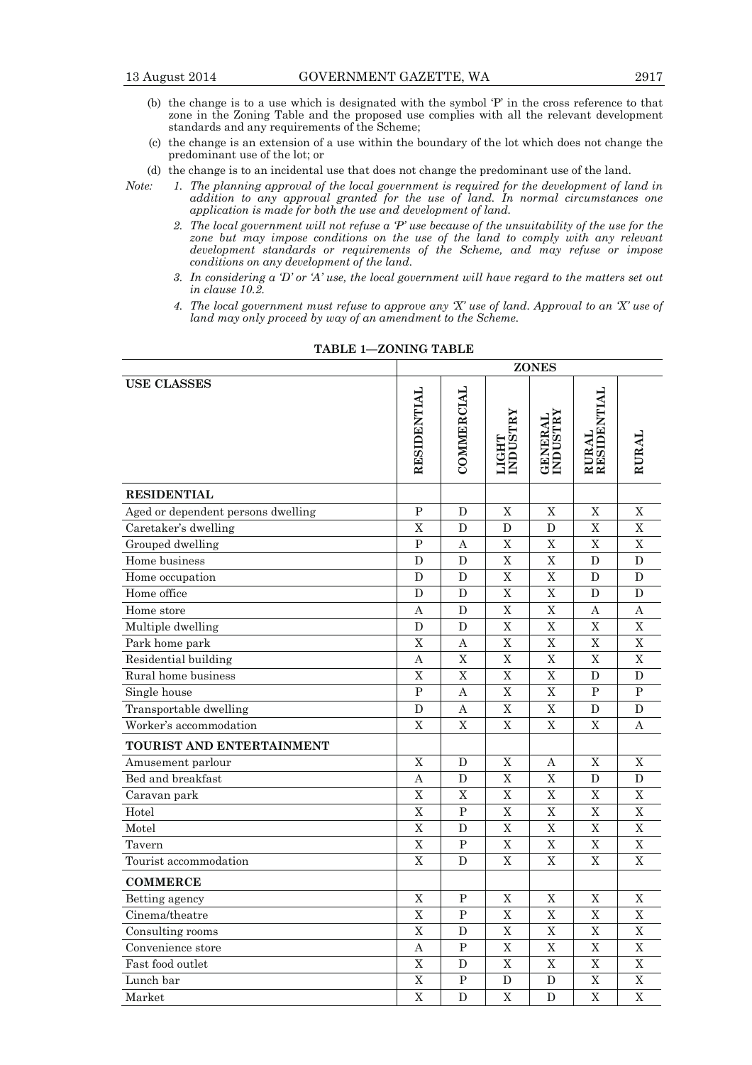(b) the change is to a use which is designated with the symbol 'P' in the cross reference to that zone in the Zoning Table and the proposed use complies with all the relevant development standards and any requirements of the Scheme;

(c) the change is an extension of a use within the boundary of the lot which does not change the predominant use of the lot; or

(d) the change is to an incidental use that does not change the predominant use of the land.

*Note: 1. The planning approval of the local government is required for the development of land in addition to any approval granted for the use of land. In normal circumstances one application is made for both the use and development of land.*

*2. The local government will not refuse a 'P' use because of the unsuitability of the use for the zone but may impose conditions on the use of the land to comply with any relevant development standards or requirements of the Scheme, and may refuse or impose conditions on any development of the land.*

*3. In considering a 'D' or 'A' use, the local government will have regard to the matters set out in clause 10.2.*

*4. The local government must refuse to approve any 'X' use of land. Approval to an 'X' use of land may only proceed by way of an amendment to the Scheme.*

**TABLE 1—ZONING TABLE**

| | **ZONES** | | | | | |
|---|---|---|---|---|---|---|
| **USE CLASSES** | **RESIDENTIAL** | **COMMERCIAL** | **LIGHT INDUSTRY** | **GENERAL INDUSTRY** | **RURAL RESIDENTIAL** | **RURAL** |
| **RESIDENTIAL** | | | | | | |
| Aged or dependent persons dwelling | P | D | X | X | X | X |
| Caretaker's dwelling | X | D | D | D | X | X |
| Grouped dwelling | P | A | X | X | X | X |
| Home business | D | D | X | X | D | D |
| Home occupation | D | D | X | X | D | D |
| Home office | D | D | X | X | D | D |
| Home store | A | D | X | X | A | A |
| Multiple dwelling | D | D | X | X | X | X |
| Park home park | X | A | X | X | X | X |
| Residential building | A | X | X | X | X | X |
| Rural home business | X | X | X | X | D | D |
| Single house | P | A | X | X | P | P |
| Transportable dwelling | D | A | X | X | D | D |
| Worker's accommodation | X | X | X | X | X | A |
| **TOURIST AND ENTERTAINMENT** | | | | | | |
| Amusement parlour | X | D | X | A | X | X |
| Bed and breakfast | A | D | X | X | D | D |
| Caravan park | X | X | X | X | X | X |
| Hotel | X | P | X | X | X | X |
| Motel | X | D | X | X | X | X |
| Tavern | X | P | X | X | X | X |
| Tourist accommodation | X | D | X | X | X | X |
| **COMMERCE** | | | | | | |
| Betting agency | X | P | X | X | X | X |
| Cinema/theatre | X | P | X | X | X | X |
| Consulting rooms | X | D | X | X | X | X |
| Convenience store | A | P | X | X | X | X |
| Fast food outlet | X | D | X | X | X | X |
| Lunch bar | X | P | D | D | X | X |
| Market | X | D | X | D | X | X |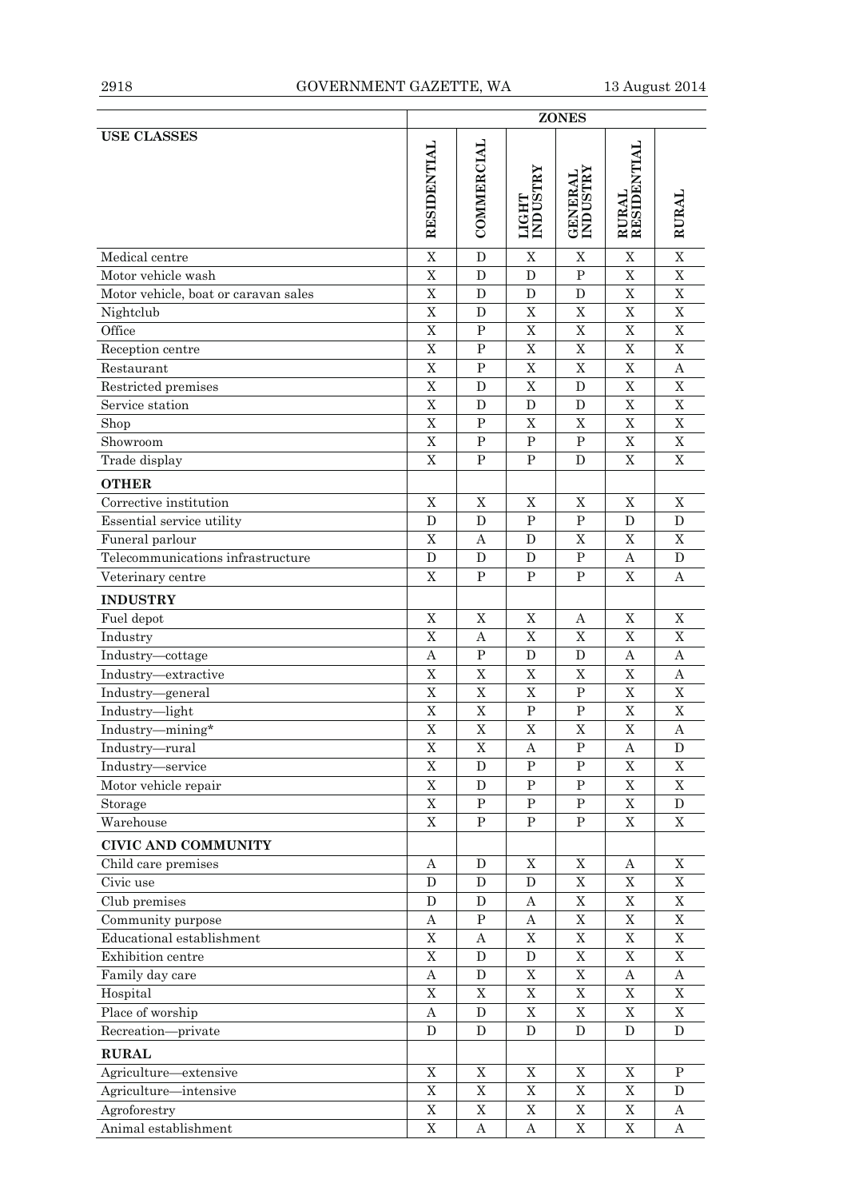| USE CLASSES | ZONES | | | | | |
|---|---|---|---|---|---|---|
| | RESIDENTIAL | COMMERCIAL | LIGHT INDUSTRY | GENERAL INDUSTRY | RURAL RESIDENTIAL | RURAL |
| Medical centre | X | D | X | X | X | X |
| Motor vehicle wash | X | D | D | P | X | X |
| Motor vehicle, boat or caravan sales | X | D | D | D | X | X |
| Nightclub | X | D | X | X | X | X |
| Office | X | P | X | X | X | X |
| Reception centre | X | P | X | X | X | X |
| Restaurant | X | P | X | X | X | A |
| Restricted premises | X | D | X | D | X | X |
| Service station | X | D | D | D | X | X |
| Shop | X | P | X | X | X | X |
| Showroom | X | P | P | P | X | X |
| Trade display | X | P | P | D | X | X |
| **OTHER** | | | | | | |
| Corrective institution | X | X | X | X | X | X |
| Essential service utility | D | D | P | P | D | D |
| Funeral parlour | X | A | D | X | X | X |
| Telecommunications infrastructure | D | D | D | P | A | D |
| Veterinary centre | X | P | P | P | X | A |
| **INDUSTRY** | | | | | | |
| Fuel depot | X | X | X | A | X | X |
| Industry | X | A | X | X | X | X |
| Industry—cottage | A | P | D | D | A | A |
| Industry—extractive | X | X | X | X | X | A |
| Industry—general | X | X | X | P | X | X |
| Industry—light | X | X | P | P | X | X |
| Industry—mining* | X | X | X | X | X | A |
| Industry—rural | X | X | A | P | A | D |
| Industry—service | X | D | P | P | X | X |
| Motor vehicle repair | X | D | P | P | X | X |
| Storage | X | P | P | P | X | D |
| Warehouse | X | P | P | P | X | X |
| **CIVIC AND COMMUNITY** | | | | | | |
| Child care premises | A | D | X | X | A | X |
| Civic use | D | D | D | X | X | X |
| Club premises | D | D | A | X | X | X |
| Community purpose | A | P | A | X | X | X |
| Educational establishment | X | A | X | X | X | X |
| Exhibition centre | X | D | D | X | X | X |
| Family day care | A | D | X | X | A | A |
| Hospital | X | X | X | X | X | X |
| Place of worship | A | D | X | X | X | X |
| Recreation—private | D | D | D | D | D | D |
| **RURAL** | | | | | | |
| Agriculture—extensive | X | X | X | X | X | P |
| Agriculture—intensive | X | X | X | X | X | D |
| Agroforestry | X | X | X | X | X | A |
| Animal establishment | X | A | A | X | X | A |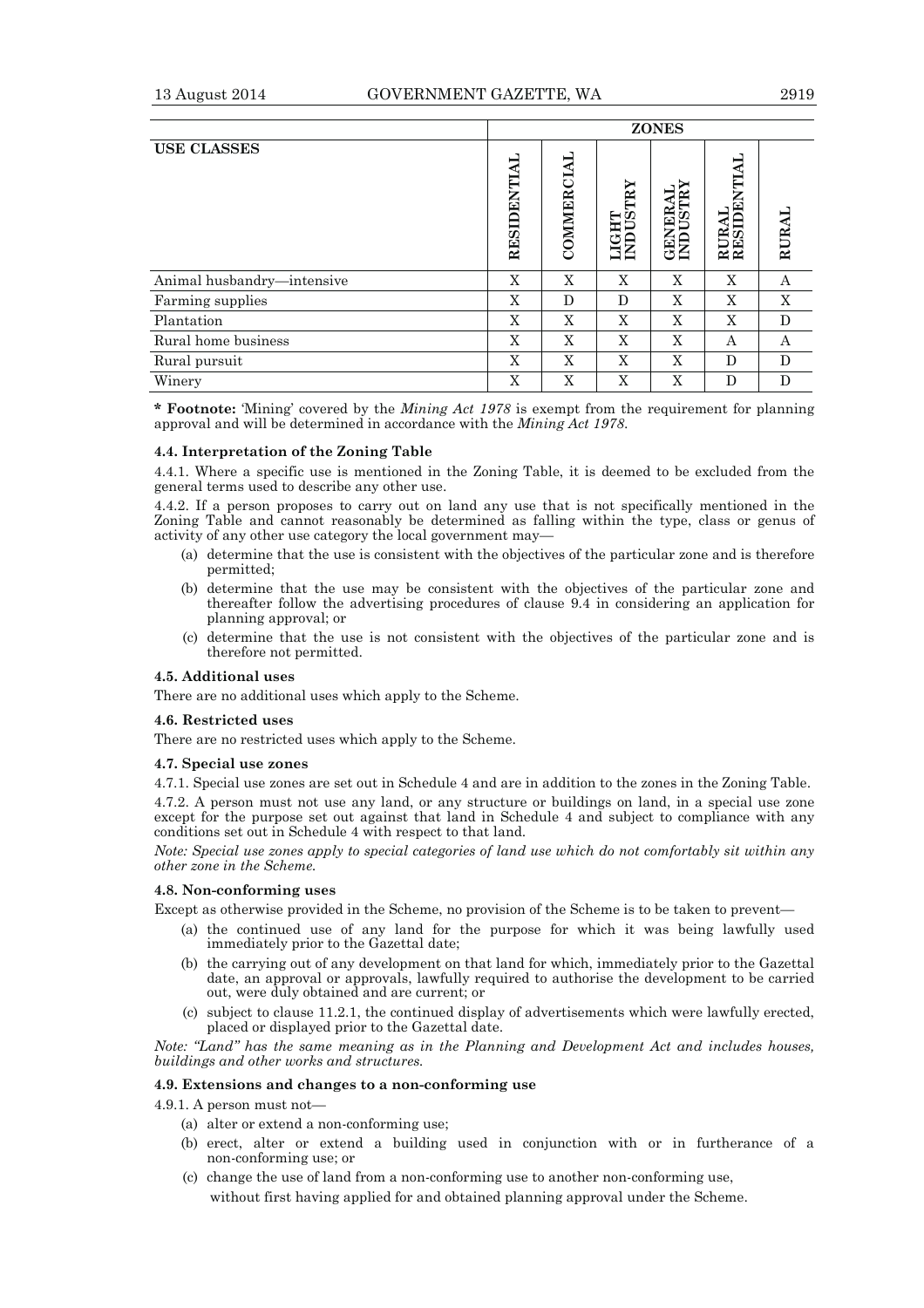| USE CLASSES | ZONES | | | | | |
|---|---|---|---|---|---|---|
| | RESIDENTIAL | COMMERCIAL | LIGHT INDUSTRY | GENERAL INDUSTRY | RURAL RESIDENTIAL | RURAL |
| Animal husbandry—intensive | X | X | X | X | X | A |
| Farming supplies | X | D | D | X | X | X |
| Plantation | X | X | X | X | X | D |
| Rural home business | X | X | X | X | A | A |
| Rural pursuit | X | X | X | X | D | D |
| Winery | X | X | X | X | D | D |

**\* Footnote:** 'Mining' covered by the *Mining Act 1978* is exempt from the requirement for planning approval and will be determined in accordance with the *Mining Act 1978*.

#### 4.4. Interpretation of the Zoning Table

4.4.1. Where a specific use is mentioned in the Zoning Table, it is deemed to be excluded from the general terms used to describe any other use.

4.4.2. If a person proposes to carry out on land any use that is not specifically mentioned in the Zoning Table and cannot reasonably be determined as falling within the type, class or genus of activity of any other use category the local government may—

- (a) determine that the use is consistent with the objectives of the particular zone and is therefore permitted;
- (b) determine that the use may be consistent with the objectives of the particular zone and thereafter follow the advertising procedures of clause 9.4 in considering an application for planning approval; or
- (c) determine that the use is not consistent with the objectives of the particular zone and is therefore not permitted.

#### 4.5. Additional uses

There are no additional uses which apply to the Scheme.

#### 4.6. Restricted uses

There are no restricted uses which apply to the Scheme.

#### 4.7. Special use zones

4.7.1. Special use zones are set out in Schedule 4 and are in addition to the zones in the Zoning Table.

4.7.2. A person must not use any land, or any structure or buildings on land, in a special use zone except for the purpose set out against that land in Schedule 4 and subject to compliance with any conditions set out in Schedule 4 with respect to that land.

*Note: Special use zones apply to special categories of land use which do not comfortably sit within any other zone in the Scheme.*

#### 4.8. Non-conforming uses

Except as otherwise provided in the Scheme, no provision of the Scheme is to be taken to prevent—

- (a) the continued use of any land for the purpose for which it was being lawfully used immediately prior to the Gazettal date;
- (b) the carrying out of any development on that land for which, immediately prior to the Gazettal date, an approval or approvals, lawfully required to authorise the development to be carried out, were duly obtained and are current; or
- (c) subject to clause 11.2.1, the continued display of advertisements which were lawfully erected, placed or displayed prior to the Gazettal date.

*Note: "Land" has the same meaning as in the Planning and Development Act and includes houses, buildings and other works and structures.*

#### 4.9. Extensions and changes to a non-conforming use

4.9.1. A person must not—

- (a) alter or extend a non-conforming use;
- (b) erect, alter or extend a building used in conjunction with or in furtherance of a non-conforming use; or
- (c) change the use of land from a non-conforming use to another non-conforming use,

without first having applied for and obtained planning approval under the Scheme.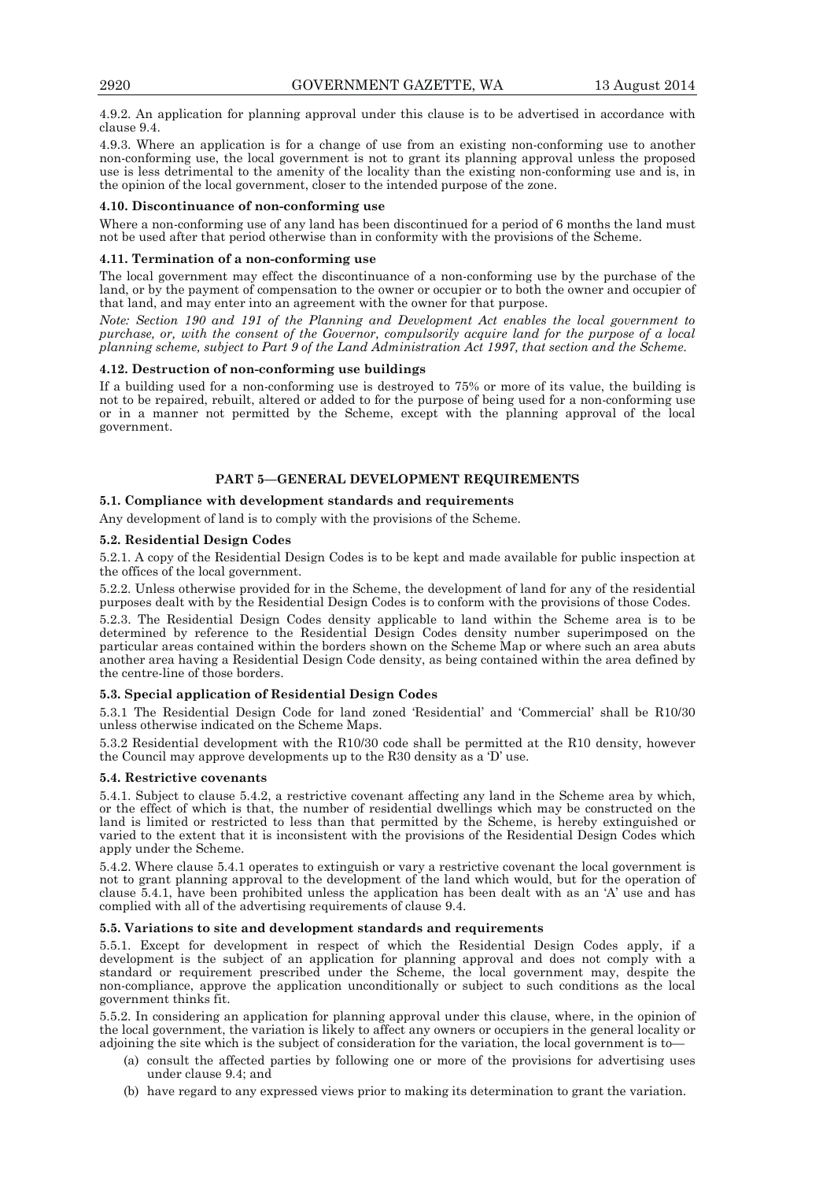4.9.2. An application for planning approval under this clause is to be advertised in accordance with clause 9.4.

4.9.3. Where an application is for a change of use from an existing non-conforming use to another non-conforming use, the local government is not to grant its planning approval unless the proposed use is less detrimental to the amenity of the locality than the existing non-conforming use and is, in the opinion of the local government, closer to the intended purpose of the zone.

**4.10. Discontinuance of non-conforming use**

Where a non-conforming use of any land has been discontinued for a period of 6 months the land must not be used after that period otherwise than in conformity with the provisions of the Scheme.

**4.11. Termination of a non-conforming use**

The local government may effect the discontinuance of a non-conforming use by the purchase of the land, or by the payment of compensation to the owner or occupier or to both the owner and occupier of that land, and may enter into an agreement with the owner for that purpose.

*Note: Section 190 and 191 of the Planning and Development Act enables the local government to purchase, or, with the consent of the Governor, compulsorily acquire land for the purpose of a local planning scheme, subject to Part 9 of the Land Administration Act 1997, that section and the Scheme.*

**4.12. Destruction of non-conforming use buildings**

If a building used for a non-conforming use is destroyed to 75% or more of its value, the building is not to be repaired, rebuilt, altered or added to for the purpose of being used for a non-conforming use or in a manner not permitted by the Scheme, except with the planning approval of the local government.

## PART 5—GENERAL DEVELOPMENT REQUIREMENTS

**5.1. Compliance with development standards and requirements**

Any development of land is to comply with the provisions of the Scheme.

**5.2. Residential Design Codes**

5.2.1. A copy of the Residential Design Codes is to be kept and made available for public inspection at the offices of the local government.

5.2.2. Unless otherwise provided for in the Scheme, the development of land for any of the residential purposes dealt with by the Residential Design Codes is to conform with the provisions of those Codes.

5.2.3. The Residential Design Codes density applicable to land within the Scheme area is to be determined by reference to the Residential Design Codes density number superimposed on the particular areas contained within the borders shown on the Scheme Map or where such an area abuts another area having a Residential Design Code density, as being contained within the area defined by the centre-line of those borders.

**5.3. Special application of Residential Design Codes**

5.3.1 The Residential Design Code for land zoned 'Residential' and 'Commercial' shall be R10/30 unless otherwise indicated on the Scheme Maps.

5.3.2 Residential development with the R10/30 code shall be permitted at the R10 density, however the Council may approve developments up to the R30 density as a 'D' use.

**5.4. Restrictive covenants**

5.4.1. Subject to clause 5.4.2, a restrictive covenant affecting any land in the Scheme area by which, or the effect of which is that, the number of residential dwellings which may be constructed on the land is limited or restricted to less than that permitted by the Scheme, is hereby extinguished or varied to the extent that it is inconsistent with the provisions of the Residential Design Codes which apply under the Scheme.

5.4.2. Where clause 5.4.1 operates to extinguish or vary a restrictive covenant the local government is not to grant planning approval to the development of the land which would, but for the operation of clause 5.4.1, have been prohibited unless the application has been dealt with as an 'A' use and has complied with all of the advertising requirements of clause 9.4.

**5.5. Variations to site and development standards and requirements**

5.5.1. Except for development in respect of which the Residential Design Codes apply, if a development is the subject of an application for planning approval and does not comply with a standard or requirement prescribed under the Scheme, the local government may, despite the non-compliance, approve the application unconditionally or subject to such conditions as the local government thinks fit.

5.5.2. In considering an application for planning approval under this clause, where, in the opinion of the local government, the variation is likely to affect any owners or occupiers in the general locality or adjoining the site which is the subject of consideration for the variation, the local government is to—

(a) consult the affected parties by following one or more of the provisions for advertising uses under clause 9.4; and

(b) have regard to any expressed views prior to making its determination to grant the variation.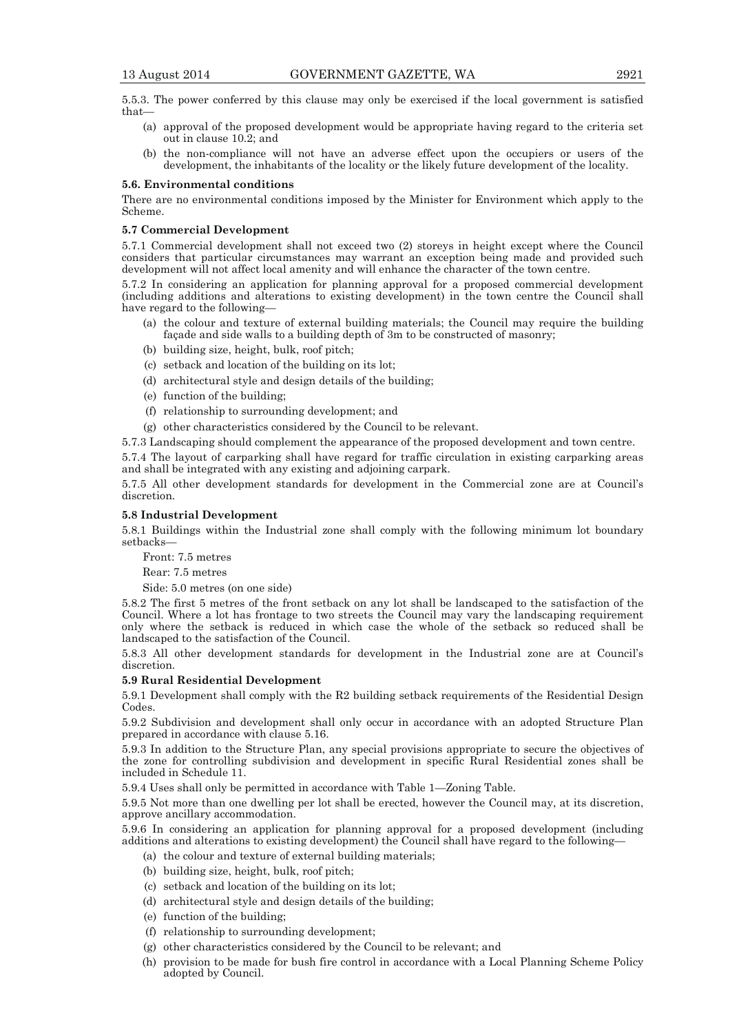5.5.3. The power conferred by this clause may only be exercised if the local government is satisfied that—

(a) approval of the proposed development would be appropriate having regard to the criteria set out in clause 10.2; and

(b) the non-compliance will not have an adverse effect upon the occupiers or users of the development, the inhabitants of the locality or the likely future development of the locality.

**5.6. Environmental conditions**

There are no environmental conditions imposed by the Minister for Environment which apply to the Scheme.

**5.7 Commercial Development**

5.7.1 Commercial development shall not exceed two (2) storeys in height except where the Council considers that particular circumstances may warrant an exception being made and provided such development will not affect local amenity and will enhance the character of the town centre.

5.7.2 In considering an application for planning approval for a proposed commercial development (including additions and alterations to existing development) in the town centre the Council shall have regard to the following—

(a) the colour and texture of external building materials; the Council may require the building façade and side walls to a building depth of 3m to be constructed of masonry;

(b) building size, height, bulk, roof pitch;

(c) setback and location of the building on its lot;

(d) architectural style and design details of the building;

(e) function of the building;

(f) relationship to surrounding development; and

(g) other characteristics considered by the Council to be relevant.

5.7.3 Landscaping should complement the appearance of the proposed development and town centre.

5.7.4 The layout of carparking shall have regard for traffic circulation in existing carparking areas and shall be integrated with any existing and adjoining carpark.

5.7.5 All other development standards for development in the Commercial zone are at Council's discretion.

**5.8 Industrial Development**

5.8.1 Buildings within the Industrial zone shall comply with the following minimum lot boundary setbacks—

Front: 7.5 metres

Rear: 7.5 metres

Side: 5.0 metres (on one side)

5.8.2 The first 5 metres of the front setback on any lot shall be landscaped to the satisfaction of the Council. Where a lot has frontage to two streets the Council may vary the landscaping requirement only where the setback is reduced in which case the whole of the setback so reduced shall be landscaped to the satisfaction of the Council.

5.8.3 All other development standards for development in the Industrial zone are at Council's discretion.

**5.9 Rural Residential Development**

5.9.1 Development shall comply with the R2 building setback requirements of the Residential Design Codes.

5.9.2 Subdivision and development shall only occur in accordance with an adopted Structure Plan prepared in accordance with clause 5.16.

5.9.3 In addition to the Structure Plan, any special provisions appropriate to secure the objectives of the zone for controlling subdivision and development in specific Rural Residential zones shall be included in Schedule 11.

5.9.4 Uses shall only be permitted in accordance with Table 1—Zoning Table.

5.9.5 Not more than one dwelling per lot shall be erected, however the Council may, at its discretion, approve ancillary accommodation.

5.9.6 In considering an application for planning approval for a proposed development (including additions and alterations to existing development) the Council shall have regard to the following—

(a) the colour and texture of external building materials;

(b) building size, height, bulk, roof pitch;

(c) setback and location of the building on its lot;

(d) architectural style and design details of the building;

(e) function of the building;

(f) relationship to surrounding development;

(g) other characteristics considered by the Council to be relevant; and

(h) provision to be made for bush fire control in accordance with a Local Planning Scheme Policy adopted by Council.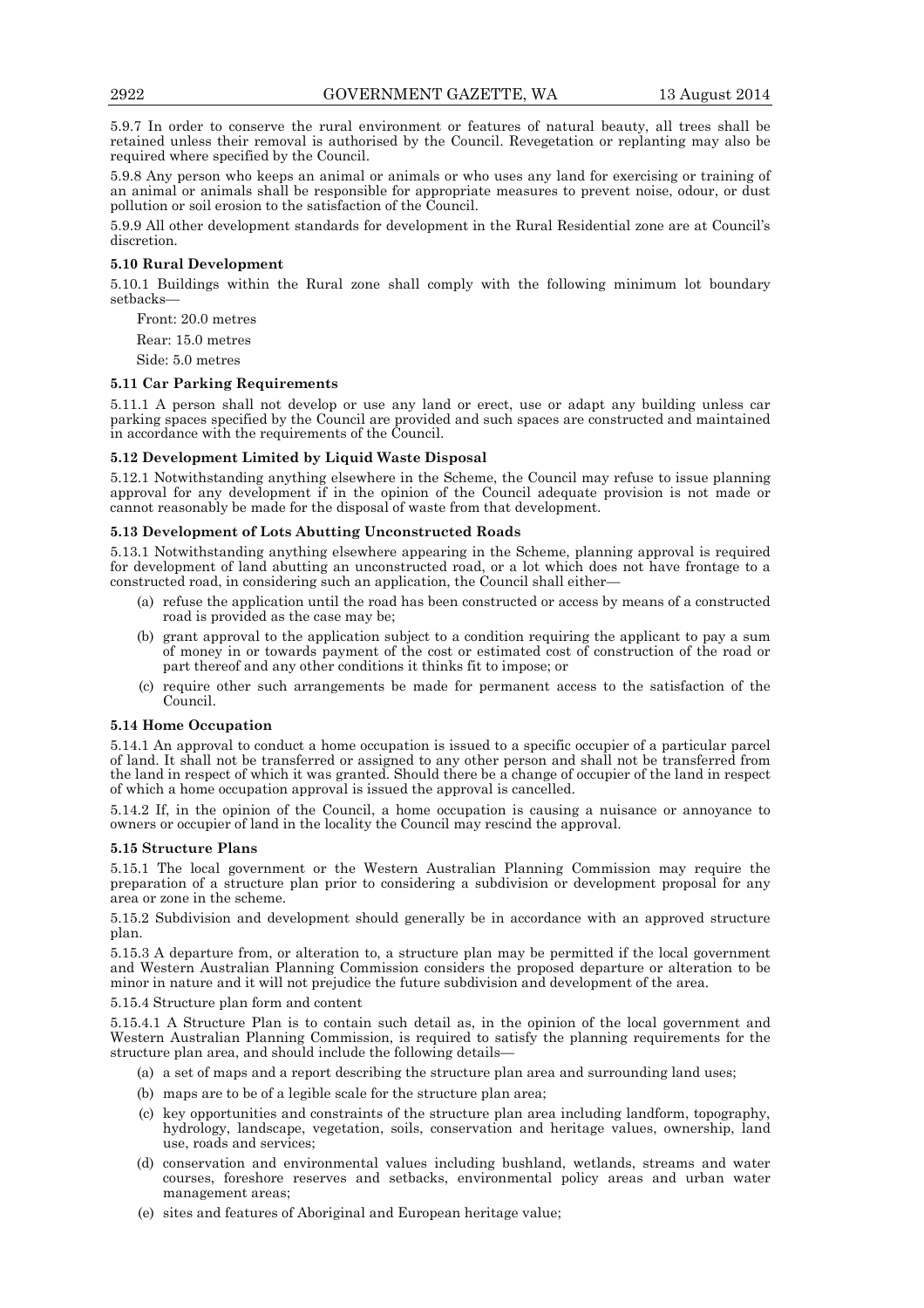5.9.7 In order to conserve the rural environment or features of natural beauty, all trees shall be retained unless their removal is authorised by the Council. Revegetation or replanting may also be required where specified by the Council.

5.9.8 Any person who keeps an animal or animals or who uses any land for exercising or training of an animal or animals shall be responsible for appropriate measures to prevent noise, odour, or dust pollution or soil erosion to the satisfaction of the Council.

5.9.9 All other development standards for development in the Rural Residential zone are at Council's discretion.

**5.10 Rural Development**

5.10.1 Buildings within the Rural zone shall comply with the following minimum lot boundary setbacks—

Front: 20.0 metres

Rear: 15.0 metres

Side: 5.0 metres

**5.11 Car Parking Requirements**

5.11.1 A person shall not develop or use any land or erect, use or adapt any building unless car parking spaces specified by the Council are provided and such spaces are constructed and maintained in accordance with the requirements of the Council.

**5.12 Development Limited by Liquid Waste Disposal**

5.12.1 Notwithstanding anything elsewhere in the Scheme, the Council may refuse to issue planning approval for any development if in the opinion of the Council adequate provision is not made or cannot reasonably be made for the disposal of waste from that development.

**5.13 Development of Lots Abutting Unconstructed Roads**

5.13.1 Notwithstanding anything elsewhere appearing in the Scheme, planning approval is required for development of land abutting an unconstructed road, or a lot which does not have frontage to a constructed road, in considering such an application, the Council shall either—

(a) refuse the application until the road has been constructed or access by means of a constructed road is provided as the case may be;

(b) grant approval to the application subject to a condition requiring the applicant to pay a sum of money in or towards payment of the cost or estimated cost of construction of the road or part thereof and any other conditions it thinks fit to impose; or

(c) require other such arrangements be made for permanent access to the satisfaction of the Council.

**5.14 Home Occupation**

5.14.1 An approval to conduct a home occupation is issued to a specific occupier of a particular parcel of land. It shall not be transferred or assigned to any other person and shall not be transferred from the land in respect of which it was granted. Should there be a change of occupier of the land in respect of which a home occupation approval is issued the approval is cancelled.

5.14.2 If, in the opinion of the Council, a home occupation is causing a nuisance or annoyance to owners or occupier of land in the locality the Council may rescind the approval.

**5.15 Structure Plans**

5.15.1 The local government or the Western Australian Planning Commission may require the preparation of a structure plan prior to considering a subdivision or development proposal for any area or zone in the scheme.

5.15.2 Subdivision and development should generally be in accordance with an approved structure plan.

5.15.3 A departure from, or alteration to, a structure plan may be permitted if the local government and Western Australian Planning Commission considers the proposed departure or alteration to be minor in nature and it will not prejudice the future subdivision and development of the area.

5.15.4 Structure plan form and content

5.15.4.1 A Structure Plan is to contain such detail as, in the opinion of the local government and Western Australian Planning Commission, is required to satisfy the planning requirements for the structure plan area, and should include the following details—

(a) a set of maps and a report describing the structure plan area and surrounding land uses;

(b) maps are to be of a legible scale for the structure plan area;

(c) key opportunities and constraints of the structure plan area including landform, topography, hydrology, landscape, vegetation, soils, conservation and heritage values, ownership, land use, roads and services;

(d) conservation and environmental values including bushland, wetlands, streams and water courses, foreshore reserves and setbacks, environmental policy areas and urban water management areas;

(e) sites and features of Aboriginal and European heritage value;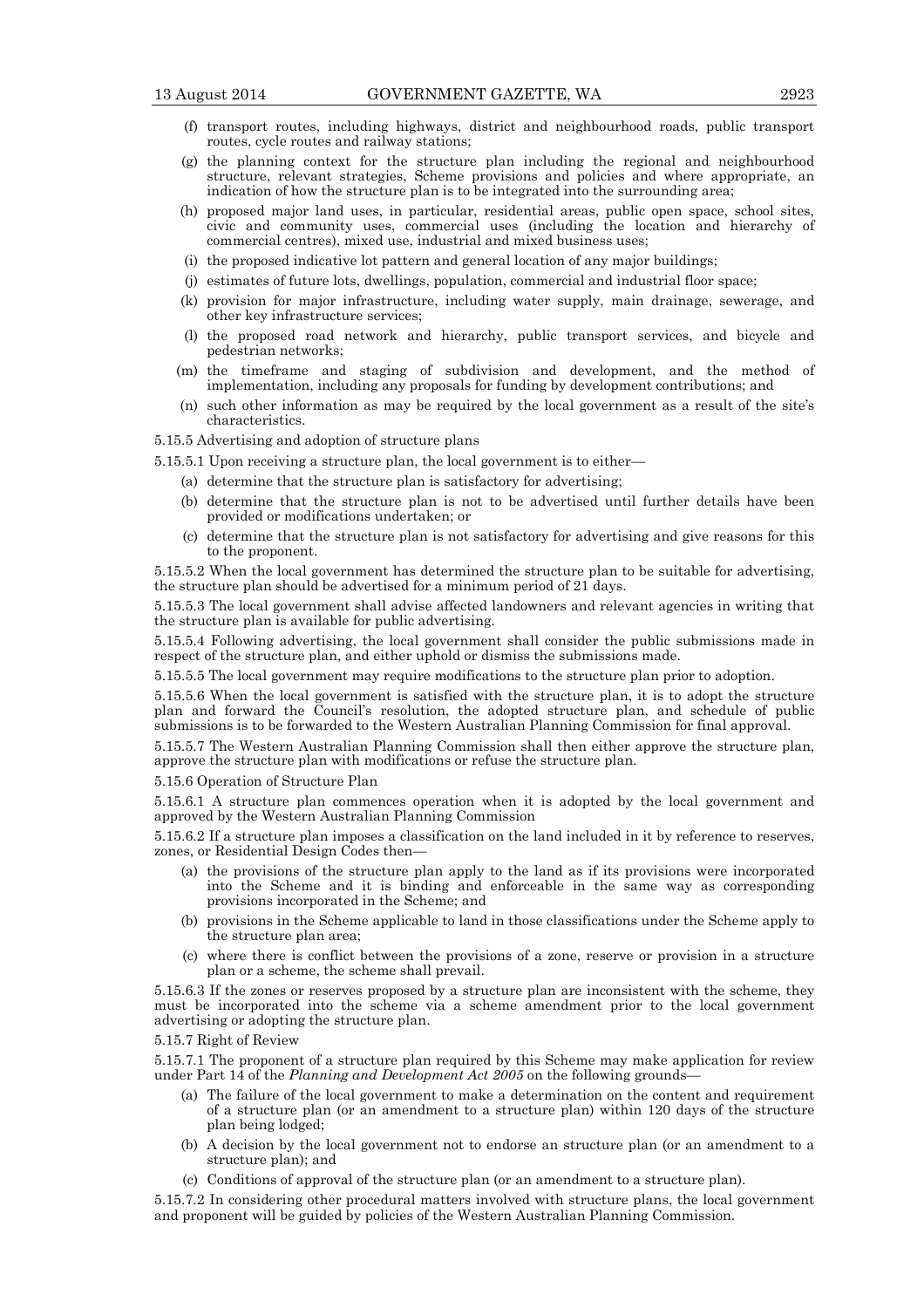(f) transport routes, including highways, district and neighbourhood roads, public transport routes, cycle routes and railway stations;

(g) the planning context for the structure plan including the regional and neighbourhood structure, relevant strategies, Scheme provisions and policies and where appropriate, an indication of how the structure plan is to be integrated into the surrounding area;

(h) proposed major land uses, in particular, residential areas, public open space, school sites, civic and community uses, commercial uses (including the location and hierarchy of commercial centres), mixed use, industrial and mixed business uses;

(i) the proposed indicative lot pattern and general location of any major buildings;

(j) estimates of future lots, dwellings, population, commercial and industrial floor space;

(k) provision for major infrastructure, including water supply, main drainage, sewerage, and other key infrastructure services;

(l) the proposed road network and hierarchy, public transport services, and bicycle and pedestrian networks;

(m) the timeframe and staging of subdivision and development, and the method of implementation, including any proposals for funding by development contributions; and

(n) such other information as may be required by the local government as a result of the site's characteristics.

5.15.5 Advertising and adoption of structure plans

5.15.5.1 Upon receiving a structure plan, the local government is to either—

(a) determine that the structure plan is satisfactory for advertising;

(b) determine that the structure plan is not to be advertised until further details have been provided or modifications undertaken; or

(c) determine that the structure plan is not satisfactory for advertising and give reasons for this to the proponent.

5.15.5.2 When the local government has determined the structure plan to be suitable for advertising, the structure plan should be advertised for a minimum period of 21 days.

5.15.5.3 The local government shall advise affected landowners and relevant agencies in writing that the structure plan is available for public advertising.

5.15.5.4 Following advertising, the local government shall consider the public submissions made in respect of the structure plan, and either uphold or dismiss the submissions made.

5.15.5.5 The local government may require modifications to the structure plan prior to adoption.

5.15.5.6 When the local government is satisfied with the structure plan, it is to adopt the structure plan and forward the Council's resolution, the adopted structure plan, and schedule of public submissions is to be forwarded to the Western Australian Planning Commission for final approval.

5.15.5.7 The Western Australian Planning Commission shall then either approve the structure plan, approve the structure plan with modifications or refuse the structure plan.

5.15.6 Operation of Structure Plan

5.15.6.1 A structure plan commences operation when it is adopted by the local government and approved by the Western Australian Planning Commission

5.15.6.2 If a structure plan imposes a classification on the land included in it by reference to reserves, zones, or Residential Design Codes then—

(a) the provisions of the structure plan apply to the land as if its provisions were incorporated into the Scheme and it is binding and enforceable in the same way as corresponding provisions incorporated in the Scheme; and

(b) provisions in the Scheme applicable to land in those classifications under the Scheme apply to the structure plan area;

(c) where there is conflict between the provisions of a zone, reserve or provision in a structure plan or a scheme, the scheme shall prevail.

5.15.6.3 If the zones or reserves proposed by a structure plan are inconsistent with the scheme, they must be incorporated into the scheme via a scheme amendment prior to the local government advertising or adopting the structure plan.

5.15.7 Right of Review

5.15.7.1 The proponent of a structure plan required by this Scheme may make application for review under Part 14 of the *Planning and Development Act 2005* on the following grounds—

(a) The failure of the local government to make a determination on the content and requirement of a structure plan (or an amendment to a structure plan) within 120 days of the structure plan being lodged;

(b) A decision by the local government not to endorse an structure plan (or an amendment to a structure plan); and

(c) Conditions of approval of the structure plan (or an amendment to a structure plan).

5.15.7.2 In considering other procedural matters involved with structure plans, the local government and proponent will be guided by policies of the Western Australian Planning Commission.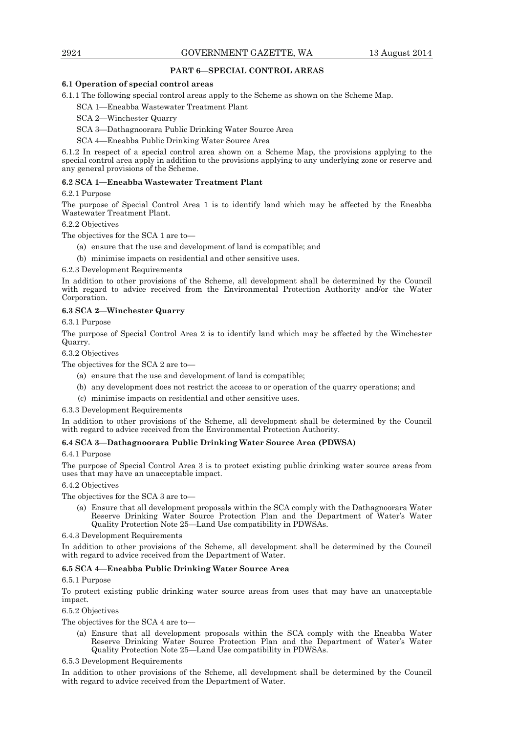## PART 6—SPECIAL CONTROL AREAS

### 6.1 Operation of special control areas

6.1.1 The following special control areas apply to the Scheme as shown on the Scheme Map.

SCA 1—Eneabba Wastewater Treatment Plant

SCA 2—Winchester Quarry

SCA 3—Dathagnoorara Public Drinking Water Source Area

SCA 4—Eneabba Public Drinking Water Source Area

6.1.2 In respect of a special control area shown on a Scheme Map, the provisions applying to the special control area apply in addition to the provisions applying to any underlying zone or reserve and any general provisions of the Scheme.

### 6.2 SCA 1—Eneabba Wastewater Treatment Plant

6.2.1 Purpose

The purpose of Special Control Area 1 is to identify land which may be affected by the Eneabba Wastewater Treatment Plant.

6.2.2 Objectives

The objectives for the SCA 1 are to—

(a) ensure that the use and development of land is compatible; and

(b) minimise impacts on residential and other sensitive uses.

6.2.3 Development Requirements

In addition to other provisions of the Scheme, all development shall be determined by the Council with regard to advice received from the Environmental Protection Authority and/or the Water Corporation.

### 6.3 SCA 2—Winchester Quarry

6.3.1 Purpose

The purpose of Special Control Area 2 is to identify land which may be affected by the Winchester Quarry.

6.3.2 Objectives

The objectives for the SCA 2 are to—

(a) ensure that the use and development of land is compatible;

(b) any development does not restrict the access to or operation of the quarry operations; and

(c) minimise impacts on residential and other sensitive uses.

6.3.3 Development Requirements

In addition to other provisions of the Scheme, all development shall be determined by the Council with regard to advice received from the Environmental Protection Authority.

### 6.4 SCA 3—Dathagnoorara Public Drinking Water Source Area (PDWSA)

6.4.1 Purpose

The purpose of Special Control Area 3 is to protect existing public drinking water source areas from uses that may have an unacceptable impact.

6.4.2 Objectives

The objectives for the SCA 3 are to—

(a) Ensure that all development proposals within the SCA comply with the Dathagnoorara Water Reserve Drinking Water Source Protection Plan and the Department of Water's Water Quality Protection Note 25—Land Use compatibility in PDWSAs.

6.4.3 Development Requirements

In addition to other provisions of the Scheme, all development shall be determined by the Council with regard to advice received from the Department of Water.

### 6.5 SCA 4—Eneabba Public Drinking Water Source Area

6.5.1 Purpose

To protect existing public drinking water source areas from uses that may have an unacceptable impact.

6.5.2 Objectives

The objectives for the SCA 4 are to—

(a) Ensure that all development proposals within the SCA comply with the Eneabba Water Reserve Drinking Water Source Protection Plan and the Department of Water's Water Quality Protection Note 25—Land Use compatibility in PDWSAs.

6.5.3 Development Requirements

In addition to other provisions of the Scheme, all development shall be determined by the Council with regard to advice received from the Department of Water.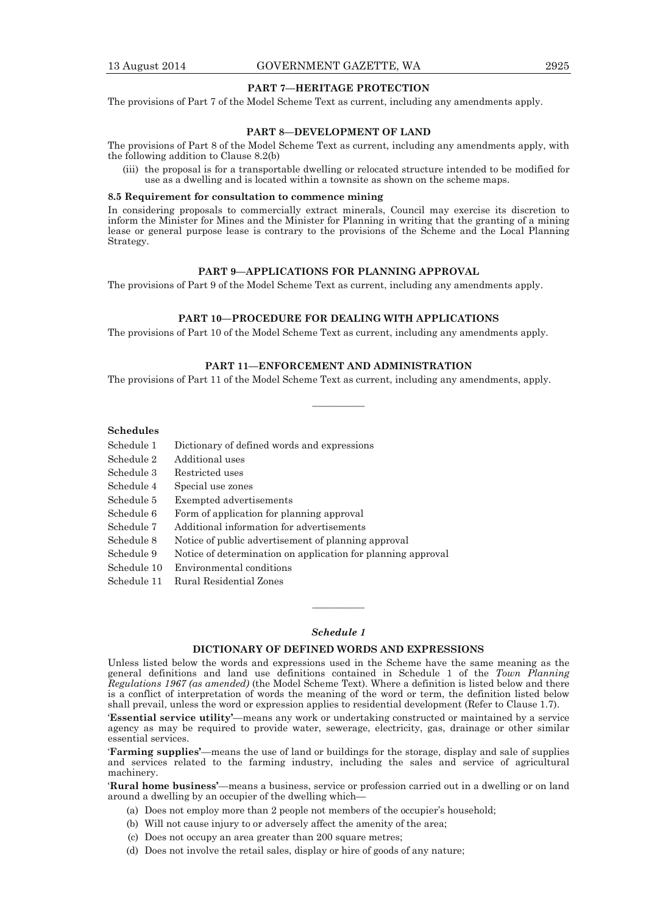## PART 7—HERITAGE PROTECTION

The provisions of Part 7 of the Model Scheme Text as current, including any amendments apply.

## PART 8—DEVELOPMENT OF LAND

The provisions of Part 8 of the Model Scheme Text as current, including any amendments apply, with the following addition to Clause 8.2(b)

(iii) the proposal is for a transportable dwelling or relocated structure intended to be modified for use as a dwelling and is located within a townsite as shown on the scheme maps.

**8.5 Requirement for consultation to commence mining**

In considering proposals to commercially extract minerals, Council may exercise its discretion to inform the Minister for Mines and the Minister for Planning in writing that the granting of a mining lease or general purpose lease is contrary to the provisions of the Scheme and the Local Planning Strategy.

## PART 9—APPLICATIONS FOR PLANNING APPROVAL

The provisions of Part 9 of the Model Scheme Text as current, including any amendments apply.

## PART 10—PROCEDURE FOR DEALING WITH APPLICATIONS

The provisions of Part 10 of the Model Scheme Text as current, including any amendments apply.

## PART 11—ENFORCEMENT AND ADMINISTRATION

The provisions of Part 11 of the Model Scheme Text as current, including any amendments, apply.

---

**Schedules**

| | |
|---|---|
| Schedule 1 | Dictionary of defined words and expressions |
| Schedule 2 | Additional uses |
| Schedule 3 | Restricted uses |
| Schedule 4 | Special use zones |
| Schedule 5 | Exempted advertisements |
| Schedule 6 | Form of application for planning approval |
| Schedule 7 | Additional information for advertisements |
| Schedule 8 | Notice of public advertisement of planning approval |
| Schedule 9 | Notice of determination on application for planning approval |
| Schedule 10 | Environmental conditions |
| Schedule 11 | Rural Residential Zones |

---

*Schedule 1*

## DICTIONARY OF DEFINED WORDS AND EXPRESSIONS

Unless listed below the words and expressions used in the Scheme have the same meaning as the general definitions and land use definitions contained in Schedule 1 of the *Town Planning Regulations 1967 (as amended)* (the Model Scheme Text). Where a definition is listed below and there is a conflict of interpretation of words the meaning of the word or term, the definition listed below shall prevail, unless the word or expression applies to residential development (Refer to Clause 1.7).

'**Essential service utility**'—means any work or undertaking constructed or maintained by a service agency as may be required to provide water, sewerage, electricity, gas, drainage or other similar essential services.

'**Farming supplies**'—means the use of land or buildings for the storage, display and sale of supplies and services related to the farming industry, including the sales and service of agricultural machinery.

'**Rural home business**'—means a business, service or profession carried out in a dwelling or on land around a dwelling by an occupier of the dwelling which—

(a) Does not employ more than 2 people not members of the occupier's household;

(b) Will not cause injury to or adversely affect the amenity of the area;

(c) Does not occupy an area greater than 200 square metres;

(d) Does not involve the retail sales, display or hire of goods of any nature;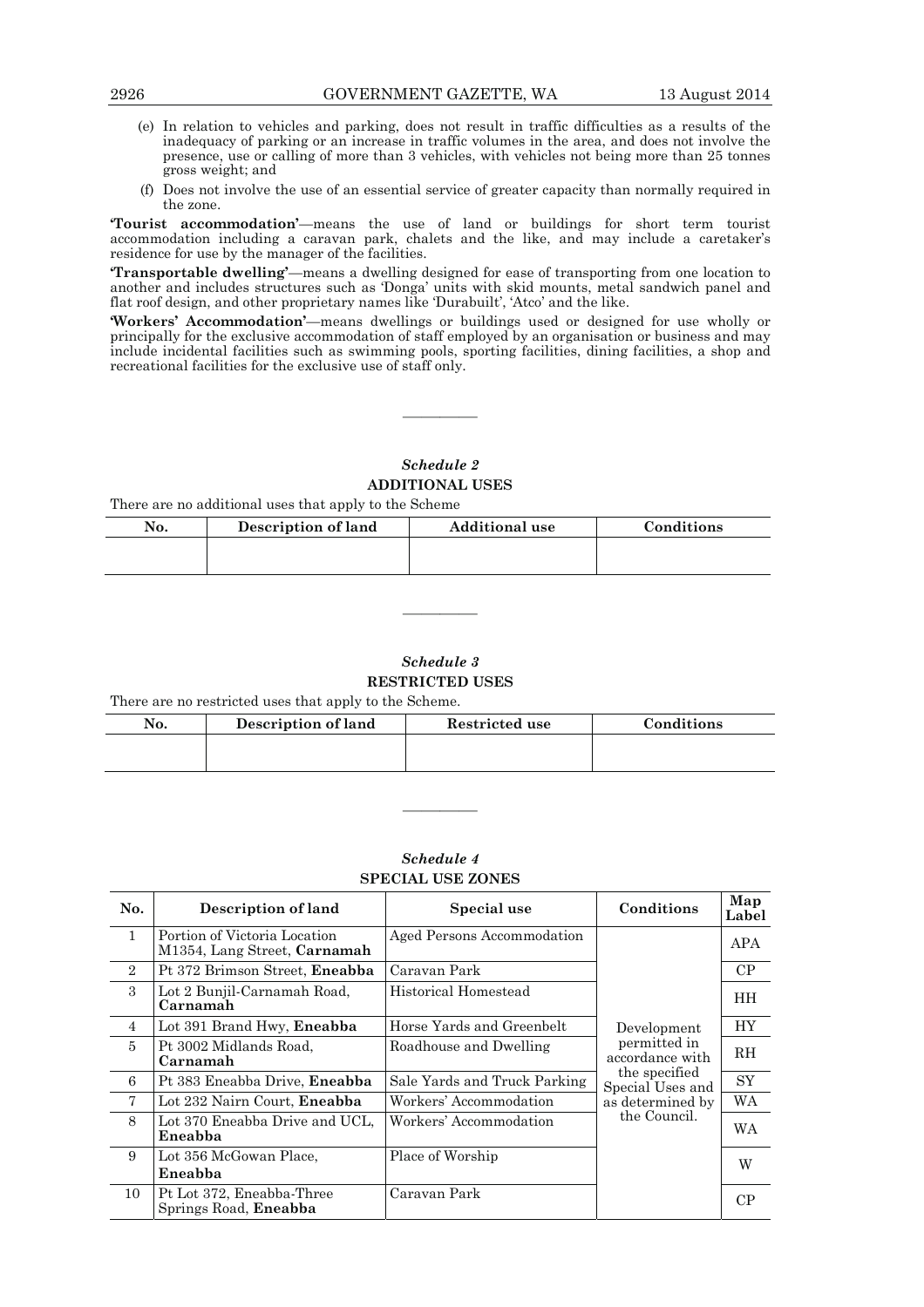(e) In relation to vehicles and parking, does not result in traffic difficulties as a results of the inadequacy of parking or an increase in traffic volumes in the area, and does not involve the presence, use or calling of more than 3 vehicles, with vehicles not being more than 25 tonnes gross weight; and

(f) Does not involve the use of an essential service of greater capacity than normally required in the zone.

**'Tourist accommodation'**—means the use of land or buildings for short term tourist accommodation including a caravan park, chalets and the like, and may include a caretaker's residence for use by the manager of the facilities.

**'Transportable dwelling'**—means a dwelling designed for ease of transporting from one location to another and includes structures such as 'Donga' units with skid mounts, metal sandwich panel and flat roof design, and other proprietary names like 'Durabuilt', 'Atco' and the like.

**'Workers' Accommodation'**—means dwellings or buildings used or designed for use wholly or principally for the exclusive accommodation of staff employed by an organisation or business and may include incidental facilities such as swimming pools, sporting facilities, dining facilities, a shop and recreational facilities for the exclusive use of staff only.

———————

## *Schedule 2*
## ADDITIONAL USES

There are no additional uses that apply to the Scheme

| No. | Description of land | Additional use | Conditions |
|---|---|---|---|
| | | | |

———————

## *Schedule 3*
## RESTRICTED USES

There are no restricted uses that apply to the Scheme.

| No. | Description of land | Restricted use | Conditions |
|---|---|---|---|
| | | | |

———————

## *Schedule 4*
## SPECIAL USE ZONES

| No. | Description of land | Special use | Conditions | Map Label |
|---|---|---|---|---|
| 1 | Portion of Victoria Location M1354, Lang Street, **Carnamah** | Aged Persons Accommodation | Development permitted in accordance with the specified Special Uses and as determined by the Council. | APA |
| 2 | Pt 372 Brimson Street, **Eneabba** | Caravan Park | | CP |
| 3 | Lot 2 Bunjil-Carnamah Road, **Carnamah** | Historical Homestead | | HH |
| 4 | Lot 391 Brand Hwy, **Eneabba** | Horse Yards and Greenbelt | | HY |
| 5 | Pt 3002 Midlands Road, **Carnamah** | Roadhouse and Dwelling | | RH |
| 6 | Pt 383 Eneabba Drive, **Eneabba** | Sale Yards and Truck Parking | | SY |
| 7 | Lot 232 Nairn Court, **Eneabba** | Workers' Accommodation | | WA |
| 8 | Lot 370 Eneabba Drive and UCL, **Eneabba** | Workers' Accommodation | | WA |
| 9 | Lot 356 McGowan Place, **Eneabba** | Place of Worship | | W |
| 10 | Pt Lot 372, Eneabba-Three Springs Road, **Eneabba** | Caravan Park | | CP |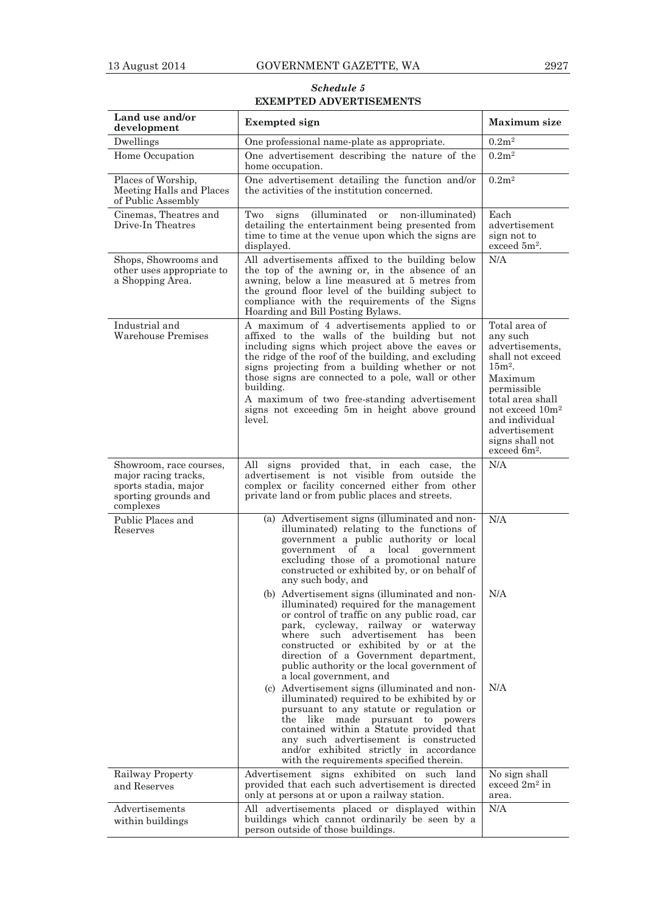*Schedule 5*

**EXEMPTED ADVERTISEMENTS**

| Land use and/or development | Exempted sign | Maximum size |
|---|---|---|
| Dwellings | One professional name-plate as appropriate. | $0.2m^2$ |
| Home Occupation | One advertisement describing the nature of the home occupation. | $0.2m^2$ |
| Places of Worship, Meeting Halls and Places of Public Assembly | One advertisement detailing the function and/or the activities of the institution concerned. | $0.2m^2$ |
| Cinemas, Theatres and Drive-In Theatres | Two signs (illuminated or non-illuminated) detailing the entertainment being presented from time to time at the venue upon which the signs are displayed. | Each advertisement sign not to exceed $5m^2$. |
| Shops, Showrooms and other uses appropriate to a Shopping Area. | All advertisements affixed to the building below the top of the awning or, in the absence of an awning, below a line measured at 5 metres from the ground floor level of the building subject to compliance with the requirements of the Signs Hoarding and Bill Posting Bylaws. | N/A |
| Industrial and Warehouse Premises | A maximum of 4 advertisements applied to or affixed to the walls of the building but not including signs which project above the eaves or the ridge of the roof of the building, and excluding signs projecting from a building whether or not those signs are connected to a pole, wall or other building.<br>A maximum of two free-standing advertisement signs not exceeding 5m in height above ground level. | Total area of any such advertisements, shall not exceed $15m^2$.<br>Maximum permissible total area shall not exceed $10m^2$ and individual advertisement signs shall not exceed $6m^2$. |
| Showroom, race courses, major racing tracks, sports stadia, major sporting grounds and complexes | All signs provided that, in each case, the advertisement is not visible from outside the complex or facility concerned either from other private land or from public places and streets. | N/A |
| Public Places and Reserves | (a) Advertisement signs (illuminated and non-illuminated) relating to the functions of government a public authority or local government of a local government excluding those of a promotional nature constructed or exhibited by, or on behalf of any such body, and | N/A |
| | (b) Advertisement signs (illuminated and non-illuminated) required for the management or control of traffic on any public road, car park, cycleway, railway or waterway where such advertisement has been constructed or exhibited by or at the direction of a Government department, public authority or the local government of a local government, and | N/A |
| | (c) Advertisement signs (illuminated and non-illuminated) required to be exhibited by or pursuant to any statute or regulation or the like made pursuant to powers contained within a Statute provided that any such advertisement is constructed and/or exhibited strictly in accordance with the requirements specified therein. | N/A |
| Railway Property and Reserves | Advertisement signs exhibited on such land provided that each such advertisement is directed only at persons at or upon a railway station. | No sign shall exceed $2m^2$ in area. |
| Advertisements within buildings | All advertisements placed or displayed within buildings which cannot ordinarily be seen by a person outside of those buildings. | N/A |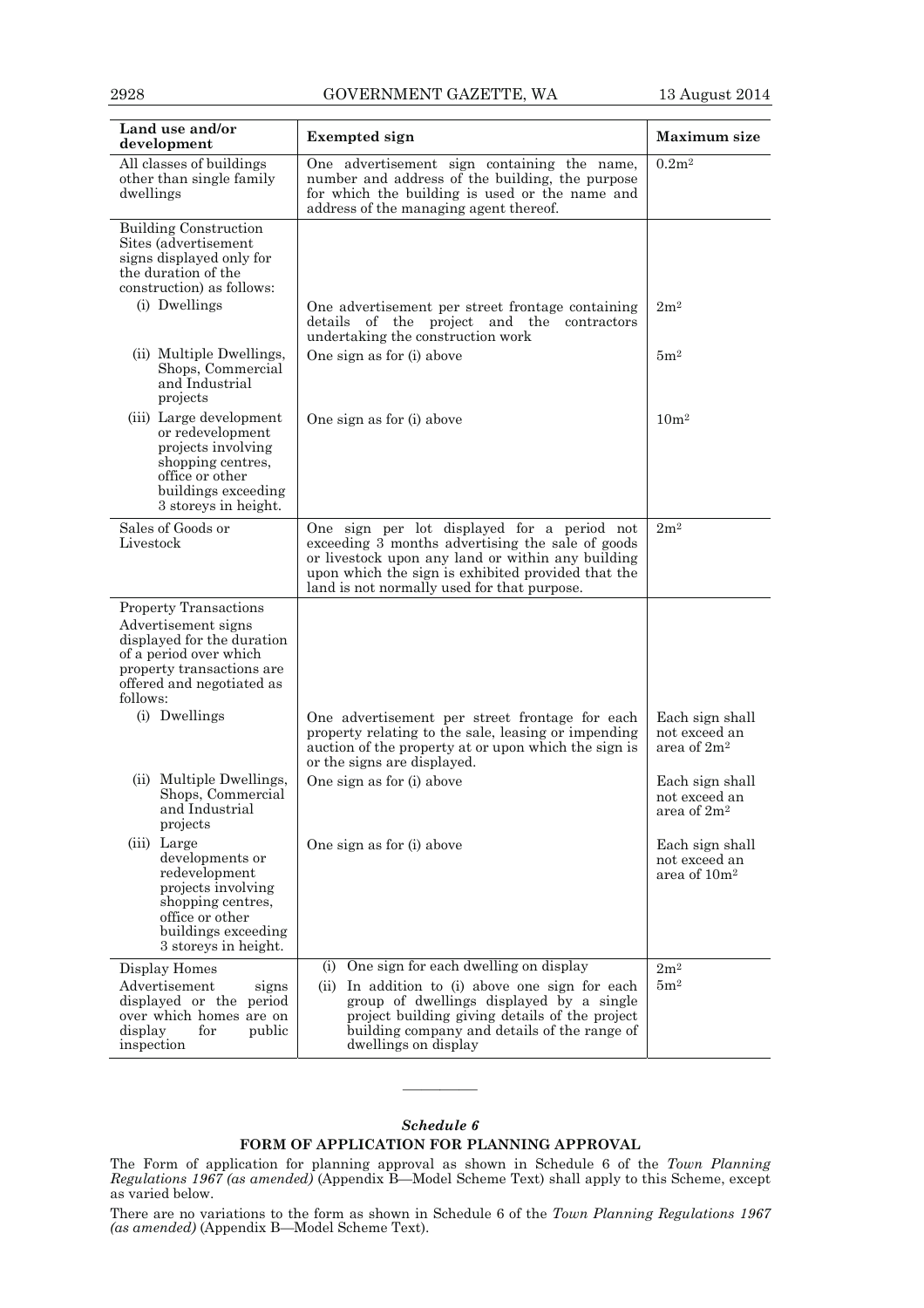| Land use and/or development | Exempted sign | Maximum size |
|---|---|---|
| All classes of buildings other than single family dwellings | One advertisement sign containing the name, number and address of the building, the purpose for which the building is used or the name and address of the managing agent thereof. | $0.2m^2$ |
| Building Construction Sites (advertisement signs displayed only for the duration of the construction) as follows: | | |
| (i) Dwellings | One advertisement per street frontage containing details of the project and the contractors undertaking the construction work | $2m^2$ |
| (ii) Multiple Dwellings, Shops, Commercial and Industrial projects | One sign as for (i) above | $5m^2$ |
| (iii) Large development or redevelopment projects involving shopping centres, office or other buildings exceeding 3 storeys in height. | One sign as for (i) above | $10m^2$ |
| Sales of Goods or Livestock | One sign per lot displayed for a period not exceeding 3 months advertising the sale of goods or livestock upon any land or within any building upon which the sign is exhibited provided that the land is not normally used for that purpose. | $2m^2$ |
| Property Transactions Advertisement signs displayed for the duration of a period over which property transactions are offered and negotiated as follows: | | |
| (i) Dwellings | One advertisement per street frontage for each property relating to the sale, leasing or impending auction of the property at or upon which the sign is or the signs are displayed. | Each sign shall not exceed an area of $2m^2$ |
| (ii) Multiple Dwellings, Shops, Commercial and Industrial projects | One sign as for (i) above | Each sign shall not exceed an area of $2m^2$ |
| (iii) Large developments or redevelopment projects involving shopping centres, office or other buildings exceeding 3 storeys in height. | One sign as for (i) above | Each sign shall not exceed an area of $10m^2$ |
| Display Homes Advertisement signs displayed or the period over which homes are on display for public inspection | (i) One sign for each dwelling on display<br>(ii) In addition to (i) above one sign for each group of dwellings displayed by a single project building giving details of the project building company and details of the range of dwellings on display | $2m^2$<br>$5m^2$ |

---

## *Schedule 6*

### FORM OF APPLICATION FOR PLANNING APPROVAL

The Form of application for planning approval as shown in Schedule 6 of the *Town Planning Regulations 1967 (as amended)* (Appendix B—Model Scheme Text) shall apply to this Scheme, except as varied below.

There are no variations to the form as shown in Schedule 6 of the *Town Planning Regulations 1967 (as amended)* (Appendix B—Model Scheme Text).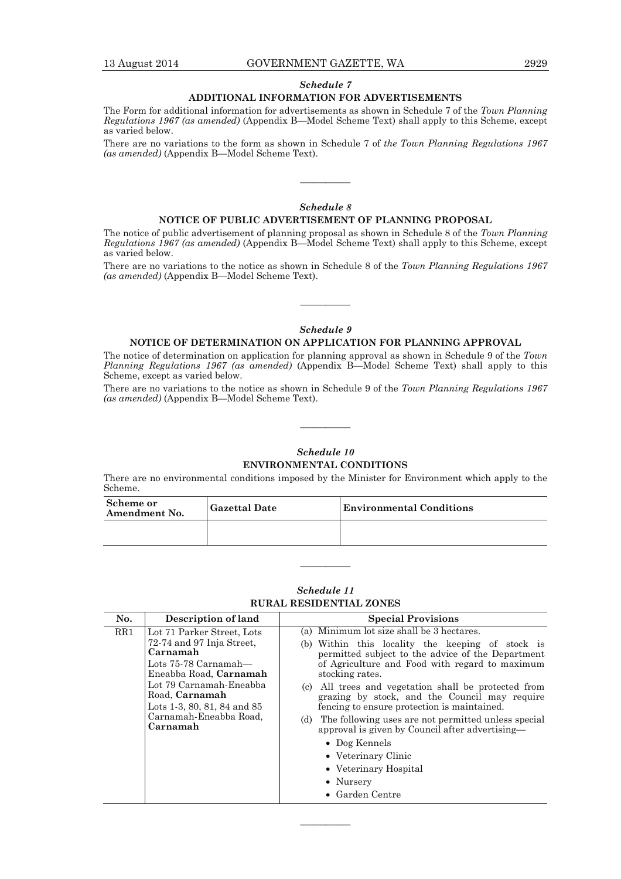### *Schedule 7*

### ADDITIONAL INFORMATION FOR ADVERTISEMENTS

The Form for additional information for advertisements as shown in Schedule 7 of the *Town Planning Regulations 1967 (as amended)* (Appendix B—Model Scheme Text) shall apply to this Scheme, except as varied below.

There are no variations to the form as shown in Schedule 7 of *the Town Planning Regulations 1967 (as amended)* (Appendix B—Model Scheme Text).

———————

### *Schedule 8*

### NOTICE OF PUBLIC ADVERTISEMENT OF PLANNING PROPOSAL

The notice of public advertisement of planning proposal as shown in Schedule 8 of the *Town Planning Regulations 1967 (as amended)* (Appendix B—Model Scheme Text) shall apply to this Scheme, except as varied below.

There are no variations to the notice as shown in Schedule 8 of the *Town Planning Regulations 1967 (as amended)* (Appendix B—Model Scheme Text).

———————

### *Schedule 9*

### NOTICE OF DETERMINATION ON APPLICATION FOR PLANNING APPROVAL

The notice of determination on application for planning approval as shown in Schedule 9 of the *Town Planning Regulations 1967 (as amended)* (Appendix B—Model Scheme Text) shall apply to this Scheme, except as varied below.

There are no variations to the notice as shown in Schedule 9 of the *Town Planning Regulations 1967 (as amended)* (Appendix B—Model Scheme Text).

———————

### *Schedule 10*

### ENVIRONMENTAL CONDITIONS

There are no environmental conditions imposed by the Minister for Environment which apply to the Scheme.

| Scheme or Amendment No. | Gazettal Date | Environmental Conditions |
|---|---|---|
| | | |

———————

### *Schedule 11*

### RURAL RESIDENTIAL ZONES

| No. | Description of land | Special Provisions |
|---|---|---|
| RR1 | Lot 71 Parker Street, Lots 72-74 and 97 Inja Street, **Carnamah**<br>Lots 75-78 Carnamah—Eneabba Road, **Carnamah**<br>Lot 79 Carnamah-Eneabba Road, **Carnamah**<br>Lots 1-3, 80, 81, 84 and 85 Carnamah-Eneabba Road, **Carnamah** | (a) Minimum lot size shall be 3 hectares.<br>(b) Within this locality the keeping of stock is permitted subject to the advice of the Department of Agriculture and Food with regard to maximum stocking rates.<br>(c) All trees and vegetation shall be protected from grazing by stock, and the Council may require fencing to ensure protection is maintained.<br>(d) The following uses are not permitted unless special approval is given by Council after advertising—<br>• Dog Kennels<br>• Veterinary Clinic<br>• Veterinary Hospital<br>• Nursery<br>• Garden Centre |

———————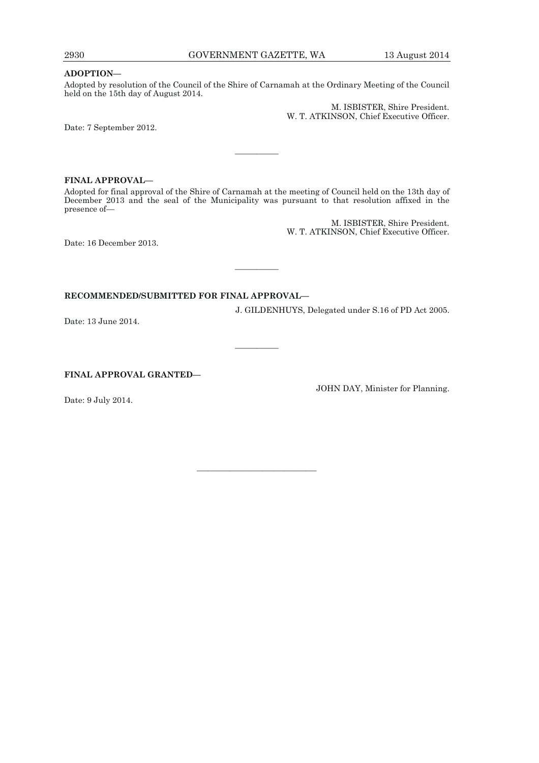**ADOPTION—**

Adopted by resolution of the Council of the Shire of Carnamah at the Ordinary Meeting of the Council held on the 15th day of August 2014.

M. ISBISTER, Shire President.
W. T. ATKINSON, Chief Executive Officer.

Date: 7 September 2012.

---

**FINAL APPROVAL—**

Adopted for final approval of the Shire of Carnamah at the meeting of Council held on the 13th day of December 2013 and the seal of the Municipality was pursuant to that resolution affixed in the presence of—

M. ISBISTER, Shire President.
W. T. ATKINSON, Chief Executive Officer.

Date: 16 December 2013.

---

**RECOMMENDED/SUBMITTED FOR FINAL APPROVAL—**

J. GILDENHUYS, Delegated under S.16 of PD Act 2005.

Date: 13 June 2014.

---

**FINAL APPROVAL GRANTED—**

JOHN DAY, Minister for Planning.

Date: 9 July 2014.

---